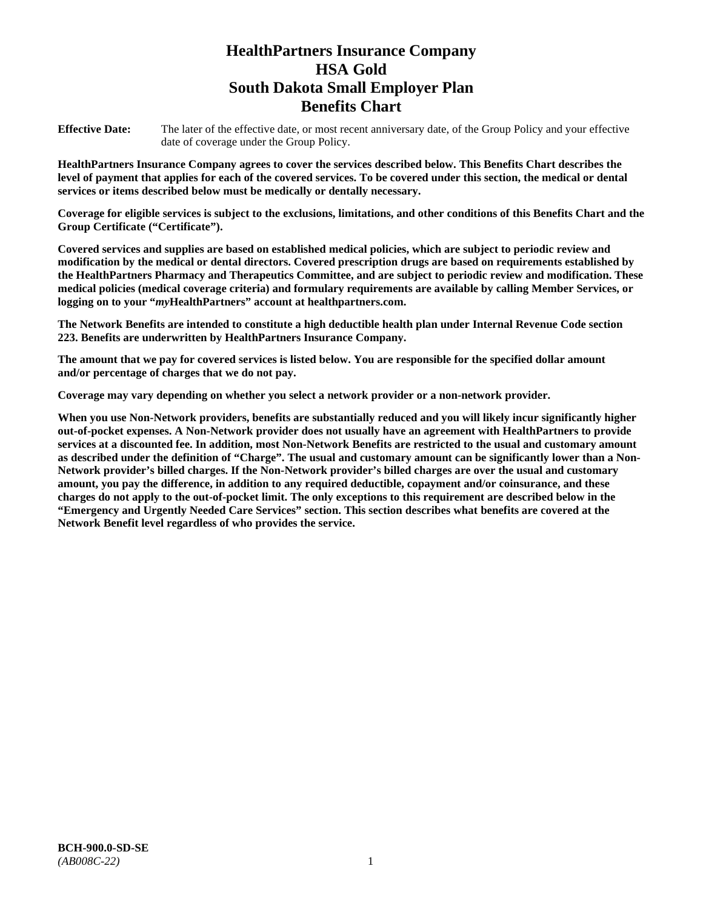# HealthPartners Insurance Company
# HSA Gold
# South Dakota Small Employer Plan
# Benefits Chart

**Effective Date:** The later of the effective date, or most recent anniversary date, of the Group Policy and your effective date of coverage under the Group Policy.

**HealthPartners Insurance Company agrees to cover the services described below. This Benefits Chart describes the level of payment that applies for each of the covered services. To be covered under this section, the medical or dental services or items described below must be medically or dentally necessary.**

**Coverage for eligible services is subject to the exclusions, limitations, and other conditions of this Benefits Chart and the Group Certificate ("Certificate").**

**Covered services and supplies are based on established medical policies, which are subject to periodic review and modification by the medical or dental directors. Covered prescription drugs are based on requirements established by the HealthPartners Pharmacy and Therapeutics Committee, and are subject to periodic review and modification. These medical policies (medical coverage criteria) and formulary requirements are available by calling Member Services, or logging on to your "*my*HealthPartners" account at healthpartners.com.**

**The Network Benefits are intended to constitute a high deductible health plan under Internal Revenue Code section 223. Benefits are underwritten by HealthPartners Insurance Company.**

**The amount that we pay for covered services is listed below. You are responsible for the specified dollar amount and/or percentage of charges that we do not pay.**

**Coverage may vary depending on whether you select a network provider or a non-network provider.**

**When you use Non-Network providers, benefits are substantially reduced and you will likely incur significantly higher out-of-pocket expenses. A Non-Network provider does not usually have an agreement with HealthPartners to provide services at a discounted fee. In addition, most Non-Network Benefits are restricted to the usual and customary amount as described under the definition of "Charge". The usual and customary amount can be significantly lower than a Non-Network provider's billed charges. If the Non-Network provider's billed charges are over the usual and customary amount, you pay the difference, in addition to any required deductible, copayment and/or coinsurance, and these charges do not apply to the out-of-pocket limit. The only exceptions to this requirement are described below in the "Emergency and Urgently Needed Care Services" section. This section describes what benefits are covered at the Network Benefit level regardless of who provides the service.**

**BCH-900.0-SD-SE**
*(AB008C-22)*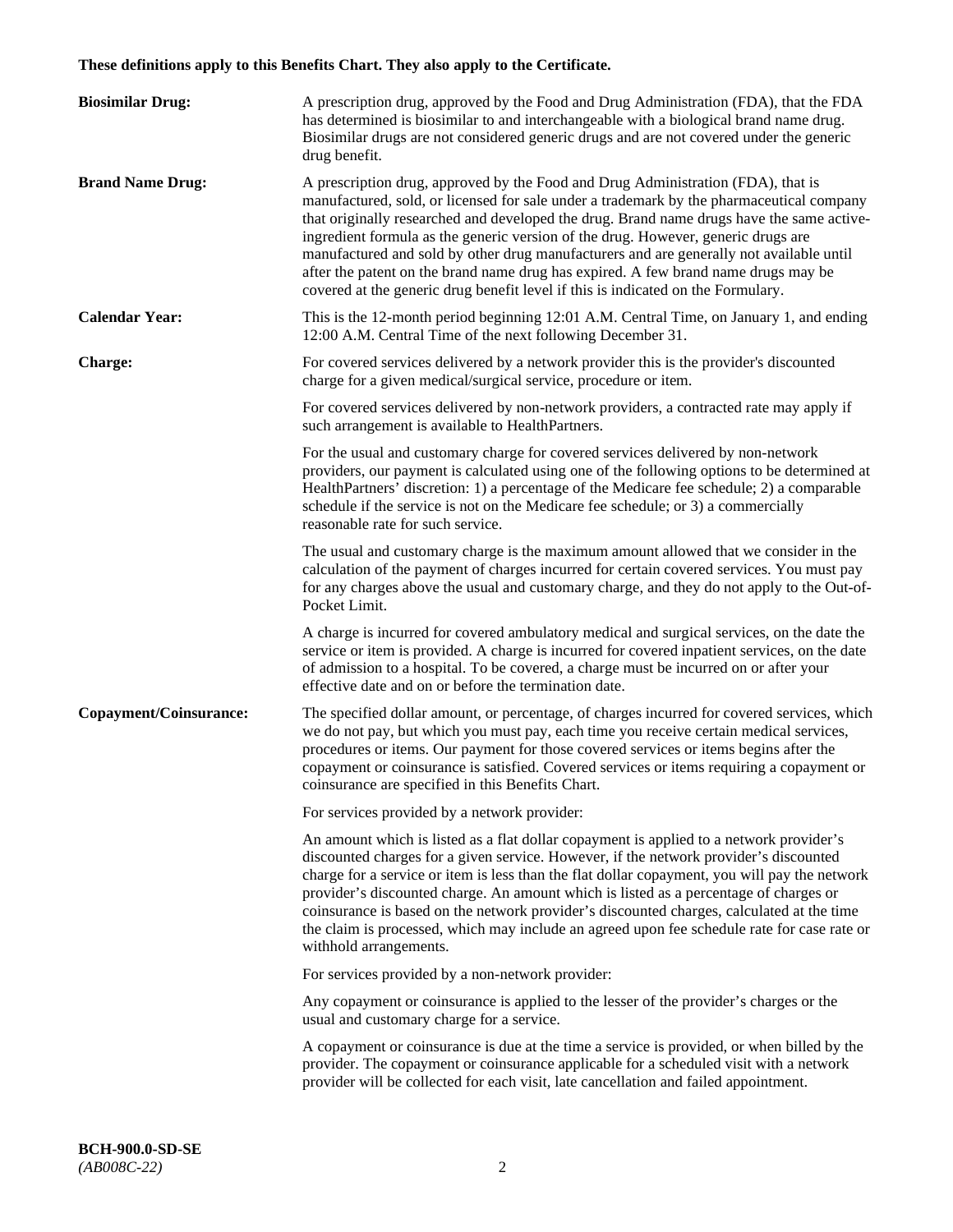**These definitions apply to this Benefits Chart. They also apply to the Certificate.**

**Biosimilar Drug:** A prescription drug, approved by the Food and Drug Administration (FDA), that the FDA has determined is biosimilar to and interchangeable with a biological brand name drug. Biosimilar drugs are not considered generic drugs and are not covered under the generic drug benefit.

**Brand Name Drug:** A prescription drug, approved by the Food and Drug Administration (FDA), that is manufactured, sold, or licensed for sale under a trademark by the pharmaceutical company that originally researched and developed the drug. Brand name drugs have the same active-ingredient formula as the generic version of the drug. However, generic drugs are manufactured and sold by other drug manufacturers and are generally not available until after the patent on the brand name drug has expired. A few brand name drugs may be covered at the generic drug benefit level if this is indicated on the Formulary.

**Calendar Year:** This is the 12-month period beginning 12:01 A.M. Central Time, on January 1, and ending 12:00 A.M. Central Time of the next following December 31.

**Charge:** For covered services delivered by a network provider this is the provider's discounted charge for a given medical/surgical service, procedure or item.

For covered services delivered by non-network providers, a contracted rate may apply if such arrangement is available to HealthPartners.

For the usual and customary charge for covered services delivered by non-network providers, our payment is calculated using one of the following options to be determined at HealthPartners' discretion: 1) a percentage of the Medicare fee schedule; 2) a comparable schedule if the service is not on the Medicare fee schedule; or 3) a commercially reasonable rate for such service.

The usual and customary charge is the maximum amount allowed that we consider in the calculation of the payment of charges incurred for certain covered services. You must pay for any charges above the usual and customary charge, and they do not apply to the Out-of-Pocket Limit.

A charge is incurred for covered ambulatory medical and surgical services, on the date the service or item is provided. A charge is incurred for covered inpatient services, on the date of admission to a hospital. To be covered, a charge must be incurred on or after your effective date and on or before the termination date.

**Copayment/Coinsurance:** The specified dollar amount, or percentage, of charges incurred for covered services, which we do not pay, but which you must pay, each time you receive certain medical services, procedures or items. Our payment for those covered services or items begins after the copayment or coinsurance is satisfied. Covered services or items requiring a copayment or coinsurance are specified in this Benefits Chart.

For services provided by a network provider:

An amount which is listed as a flat dollar copayment is applied to a network provider's discounted charges for a given service. However, if the network provider's discounted charge for a service or item is less than the flat dollar copayment, you will pay the network provider's discounted charge. An amount which is listed as a percentage of charges or coinsurance is based on the network provider's discounted charges, calculated at the time the claim is processed, which may include an agreed upon fee schedule rate for case rate or withhold arrangements.

For services provided by a non-network provider:

Any copayment or coinsurance is applied to the lesser of the provider's charges or the usual and customary charge for a service.

A copayment or coinsurance is due at the time a service is provided, or when billed by the provider. The copayment or coinsurance applicable for a scheduled visit with a network provider will be collected for each visit, late cancellation and failed appointment.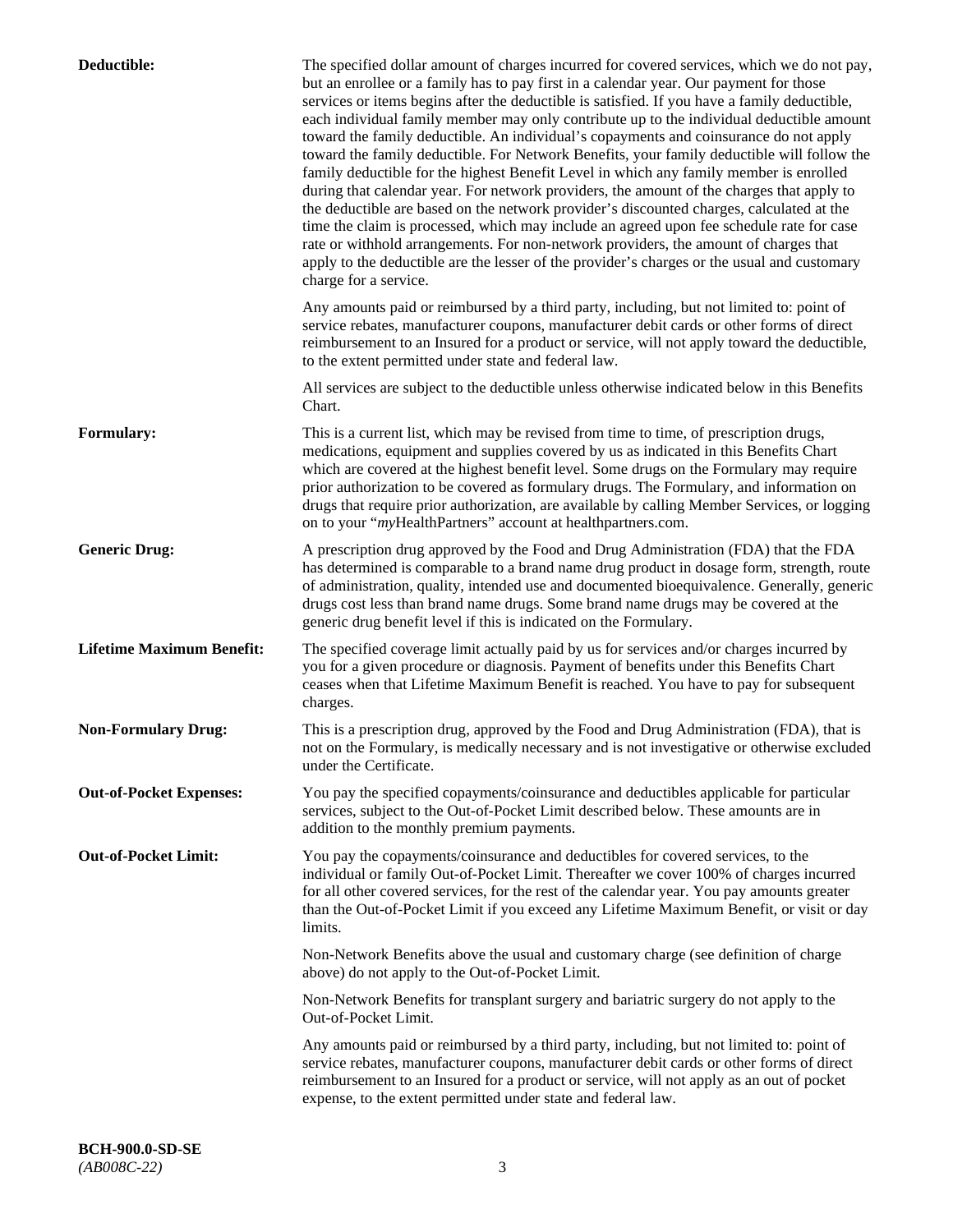**Deductible:** The specified dollar amount of charges incurred for covered services, which we do not pay, but an enrollee or a family has to pay first in a calendar year. Our payment for those services or items begins after the deductible is satisfied. If you have a family deductible, each individual family member may only contribute up to the individual deductible amount toward the family deductible. An individual's copayments and coinsurance do not apply toward the family deductible. For Network Benefits, your family deductible will follow the family deductible for the highest Benefit Level in which any family member is enrolled during that calendar year. For network providers, the amount of the charges that apply to the deductible are based on the network provider's discounted charges, calculated at the time the claim is processed, which may include an agreed upon fee schedule rate for case rate or withhold arrangements. For non-network providers, the amount of charges that apply to the deductible are the lesser of the provider's charges or the usual and customary charge for a service.

Any amounts paid or reimbursed by a third party, including, but not limited to: point of service rebates, manufacturer coupons, manufacturer debit cards or other forms of direct reimbursement to an Insured for a product or service, will not apply toward the deductible, to the extent permitted under state and federal law.

All services are subject to the deductible unless otherwise indicated below in this Benefits Chart.

**Formulary:** This is a current list, which may be revised from time to time, of prescription drugs, medications, equipment and supplies covered by us as indicated in this Benefits Chart which are covered at the highest benefit level. Some drugs on the Formulary may require prior authorization to be covered as formulary drugs. The Formulary, and information on drugs that require prior authorization, are available by calling Member Services, or logging on to your "*my*HealthPartners" account at healthpartners.com.

**Generic Drug:** A prescription drug approved by the Food and Drug Administration (FDA) that the FDA has determined is comparable to a brand name drug product in dosage form, strength, route of administration, quality, intended use and documented bioequivalence. Generally, generic drugs cost less than brand name drugs. Some brand name drugs may be covered at the generic drug benefit level if this is indicated on the Formulary.

**Lifetime Maximum Benefit:** The specified coverage limit actually paid by us for services and/or charges incurred by you for a given procedure or diagnosis. Payment of benefits under this Benefits Chart ceases when that Lifetime Maximum Benefit is reached. You have to pay for subsequent charges.

**Non-Formulary Drug:** This is a prescription drug, approved by the Food and Drug Administration (FDA), that is not on the Formulary, is medically necessary and is not investigative or otherwise excluded under the Certificate.

**Out-of-Pocket Expenses:** You pay the specified copayments/coinsurance and deductibles applicable for particular services, subject to the Out-of-Pocket Limit described below. These amounts are in addition to the monthly premium payments.

**Out-of-Pocket Limit:** You pay the copayments/coinsurance and deductibles for covered services, to the individual or family Out-of-Pocket Limit. Thereafter we cover 100% of charges incurred for all other covered services, for the rest of the calendar year. You pay amounts greater than the Out-of-Pocket Limit if you exceed any Lifetime Maximum Benefit, or visit or day limits.

Non-Network Benefits above the usual and customary charge (see definition of charge above) do not apply to the Out-of-Pocket Limit.

Non-Network Benefits for transplant surgery and bariatric surgery do not apply to the Out-of-Pocket Limit.

Any amounts paid or reimbursed by a third party, including, but not limited to: point of service rebates, manufacturer coupons, manufacturer debit cards or other forms of direct reimbursement to an Insured for a product or service, will not apply as an out of pocket expense, to the extent permitted under state and federal law.

**BCH-900.0-SD-SE**
*(AB008C-22)*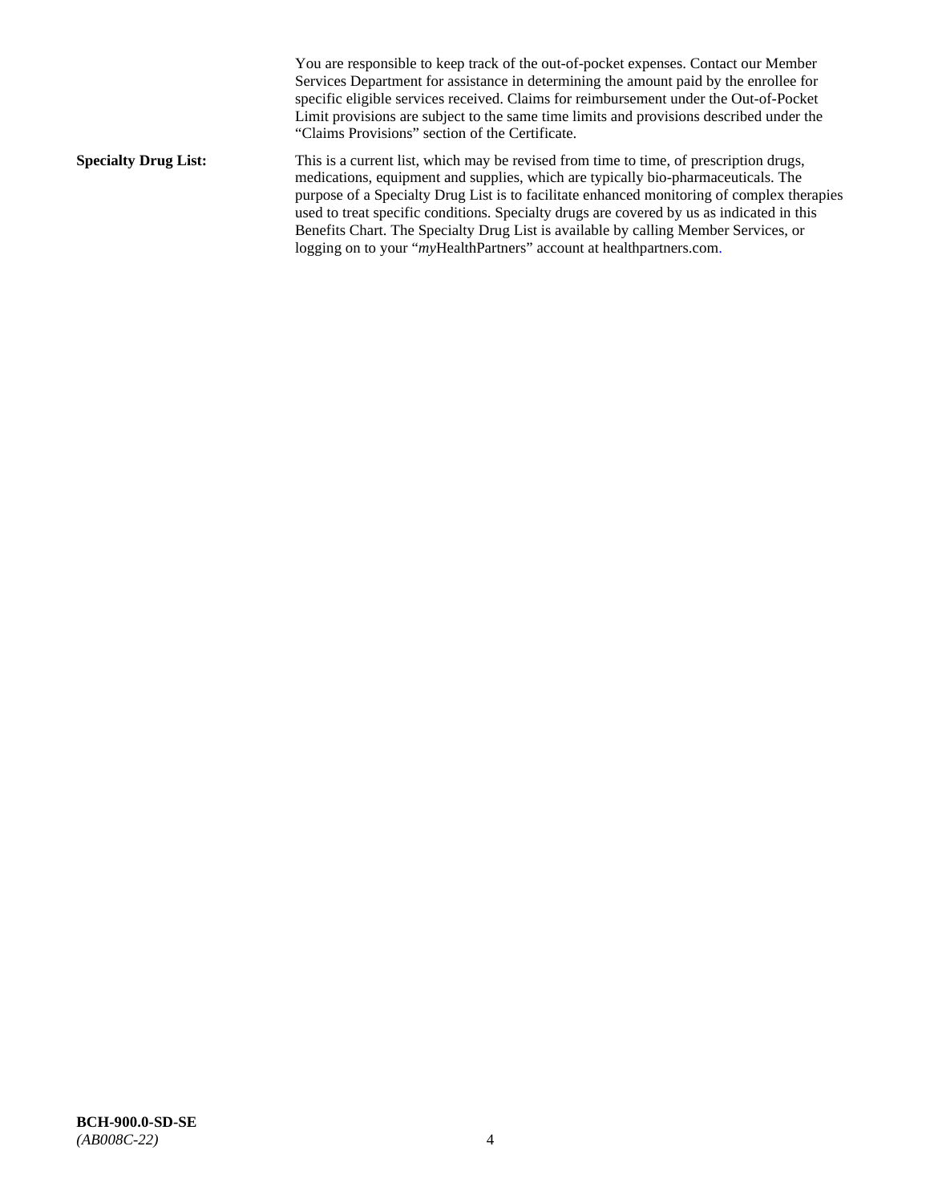You are responsible to keep track of the out-of-pocket expenses. Contact our Member Services Department for assistance in determining the amount paid by the enrollee for specific eligible services received. Claims for reimbursement under the Out-of-Pocket Limit provisions are subject to the same time limits and provisions described under the "Claims Provisions" section of the Certificate.

**Specialty Drug List:** This is a current list, which may be revised from time to time, of prescription drugs, medications, equipment and supplies, which are typically bio-pharmaceuticals. The purpose of a Specialty Drug List is to facilitate enhanced monitoring of complex therapies used to treat specific conditions. Specialty drugs are covered by us as indicated in this Benefits Chart. The Specialty Drug List is available by calling Member Services, or logging on to your "*my*HealthPartners" account at healthpartners.com.

**BCH-900.0-SD-SE**
*(AB008C-22)*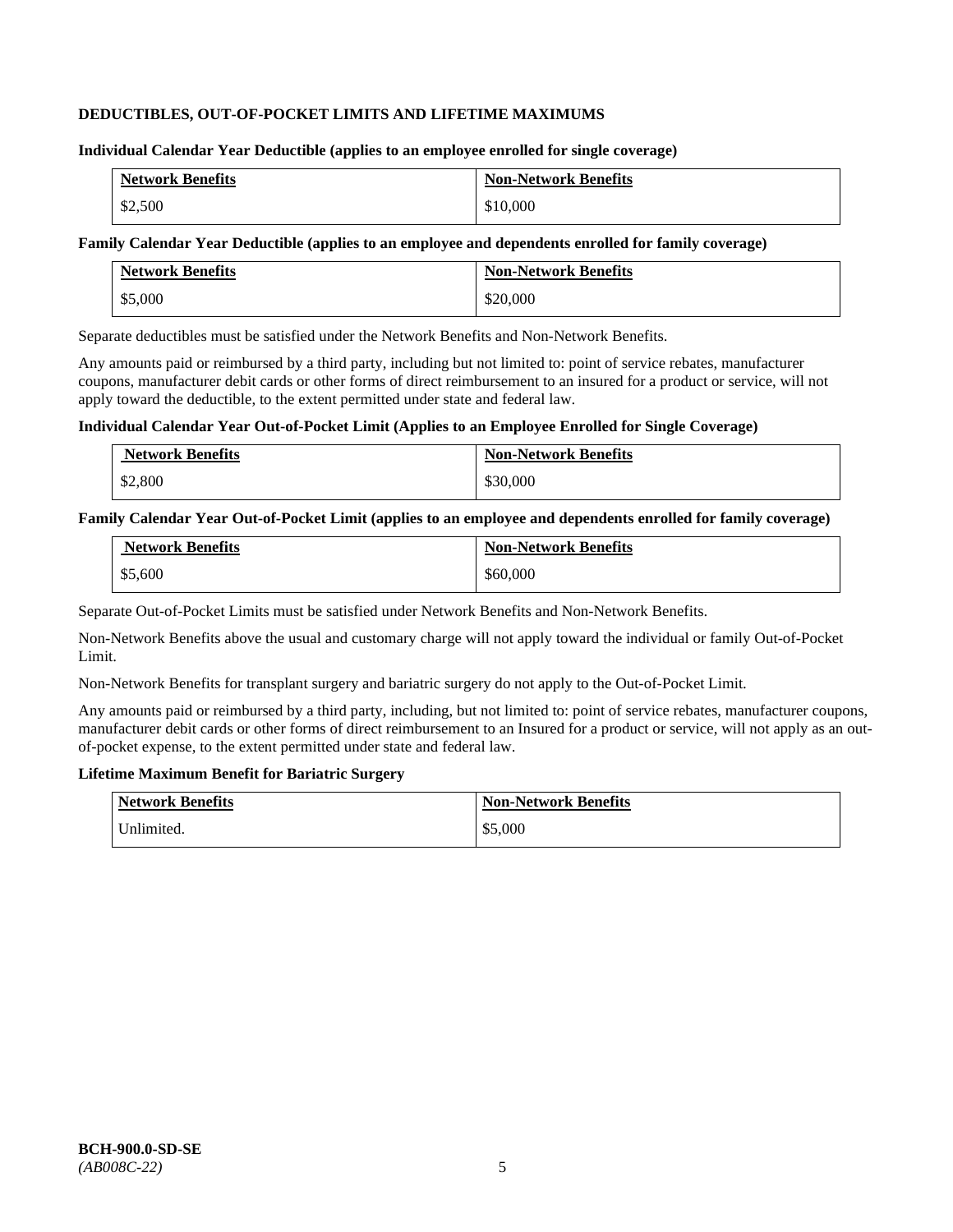## DEDUCTIBLES, OUT-OF-POCKET LIMITS AND LIFETIME MAXIMUMS

**Individual Calendar Year Deductible (applies to an employee enrolled for single coverage)**

| Network Benefits | Non-Network Benefits |
| --- | --- |
| $2,500 | $10,000 |

**Family Calendar Year Deductible (applies to an employee and dependents enrolled for family coverage)**

| Network Benefits | Non-Network Benefits |
| --- | --- |
| $5,000 | $20,000 |

Separate deductibles must be satisfied under the Network Benefits and Non-Network Benefits.

Any amounts paid or reimbursed by a third party, including but not limited to: point of service rebates, manufacturer coupons, manufacturer debit cards or other forms of direct reimbursement to an insured for a product or service, will not apply toward the deductible, to the extent permitted under state and federal law.

**Individual Calendar Year Out-of-Pocket Limit (Applies to an Employee Enrolled for Single Coverage)**

| Network Benefits | Non-Network Benefits |
| --- | --- |
| $2,800 | $30,000 |

**Family Calendar Year Out-of-Pocket Limit (applies to an employee and dependents enrolled for family coverage)**

| Network Benefits | Non-Network Benefits |
| --- | --- |
| $5,600 | $60,000 |

Separate Out-of-Pocket Limits must be satisfied under Network Benefits and Non-Network Benefits.

Non-Network Benefits above the usual and customary charge will not apply toward the individual or family Out-of-Pocket Limit.

Non-Network Benefits for transplant surgery and bariatric surgery do not apply to the Out-of-Pocket Limit.

Any amounts paid or reimbursed by a third party, including, but not limited to: point of service rebates, manufacturer coupons, manufacturer debit cards or other forms of direct reimbursement to an Insured for a product or service, will not apply as an out-of-pocket expense, to the extent permitted under state and federal law.

**Lifetime Maximum Benefit for Bariatric Surgery**

| Network Benefits | Non-Network Benefits |
| --- | --- |
| Unlimited. | $5,000 |

**BCH-900.0-SD-SE**
*(AB008C-22)*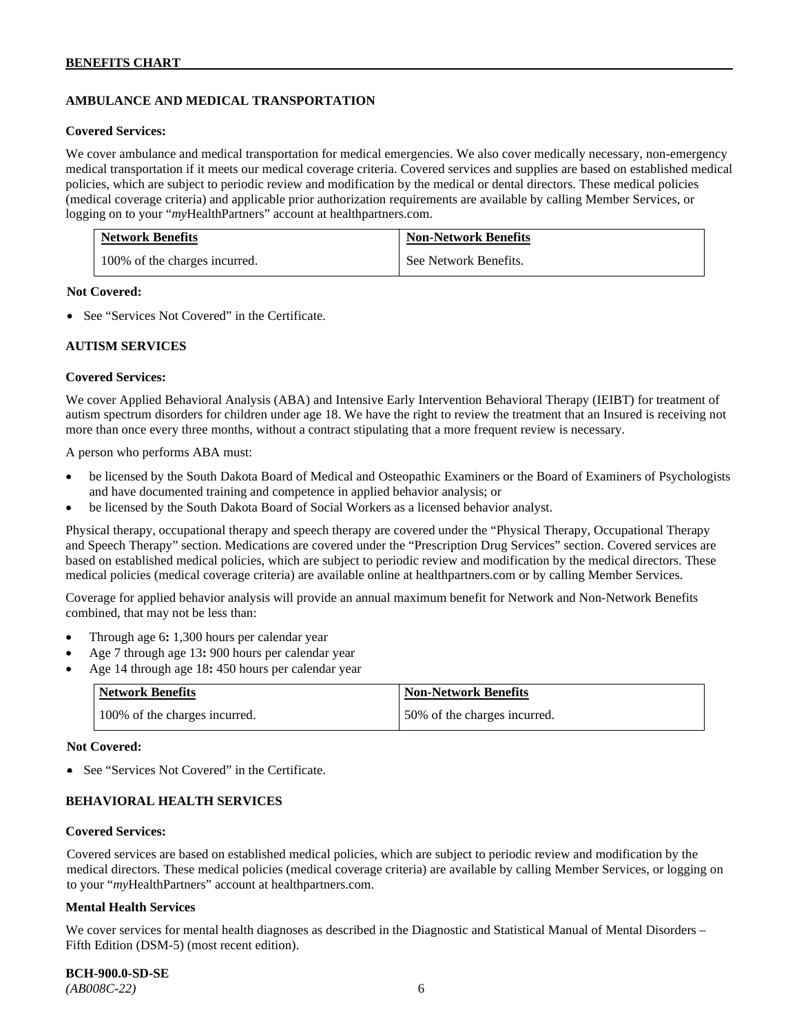## AMBULANCE AND MEDICAL TRANSPORTATION

**Covered Services:**

We cover ambulance and medical transportation for medical emergencies. We also cover medically necessary, non-emergency medical transportation if it meets our medical coverage criteria. Covered services and supplies are based on established medical policies, which are subject to periodic review and modification by the medical or dental directors. These medical policies (medical coverage criteria) and applicable prior authorization requirements are available by calling Member Services, or logging on to your "*my*HealthPartners" account at healthpartners.com.

| Network Benefits | Non-Network Benefits |
|---|---|
| 100% of the charges incurred. | See Network Benefits. |

**Not Covered:**

- See "Services Not Covered" in the Certificate.

## AUTISM SERVICES

**Covered Services:**

We cover Applied Behavioral Analysis (ABA) and Intensive Early Intervention Behavioral Therapy (IEIBT) for treatment of autism spectrum disorders for children under age 18. We have the right to review the treatment that an Insured is receiving not more than once every three months, without a contract stipulating that a more frequent review is necessary.

A person who performs ABA must:

- be licensed by the South Dakota Board of Medical and Osteopathic Examiners or the Board of Examiners of Psychologists and have documented training and competence in applied behavior analysis; or
- be licensed by the South Dakota Board of Social Workers as a licensed behavior analyst.

Physical therapy, occupational therapy and speech therapy are covered under the "Physical Therapy, Occupational Therapy and Speech Therapy" section. Medications are covered under the "Prescription Drug Services" section. Covered services are based on established medical policies, which are subject to periodic review and modification by the medical directors. These medical policies (medical coverage criteria) are available online at healthpartners.com or by calling Member Services.

Coverage for applied behavior analysis will provide an annual maximum benefit for Network and Non-Network Benefits combined, that may not be less than:

- Through age 6**:** 1,300 hours per calendar year
- Age 7 through age 13**:** 900 hours per calendar year
- Age 14 through age 18**:** 450 hours per calendar year

| Network Benefits | Non-Network Benefits |
|---|---|
| 100% of the charges incurred. | 50% of the charges incurred. |

**Not Covered:**

- See "Services Not Covered" in the Certificate.

## BEHAVIORAL HEALTH SERVICES

**Covered Services:**

Covered services are based on established medical policies, which are subject to periodic review and modification by the medical directors. These medical policies (medical coverage criteria) are available by calling Member Services, or logging on to your "*my*HealthPartners" account at healthpartners.com.

**Mental Health Services**

We cover services for mental health diagnoses as described in the Diagnostic and Statistical Manual of Mental Disorders – Fifth Edition (DSM-5) (most recent edition).

**BCH-900.0-SD-SE**
*(AB008C-22)*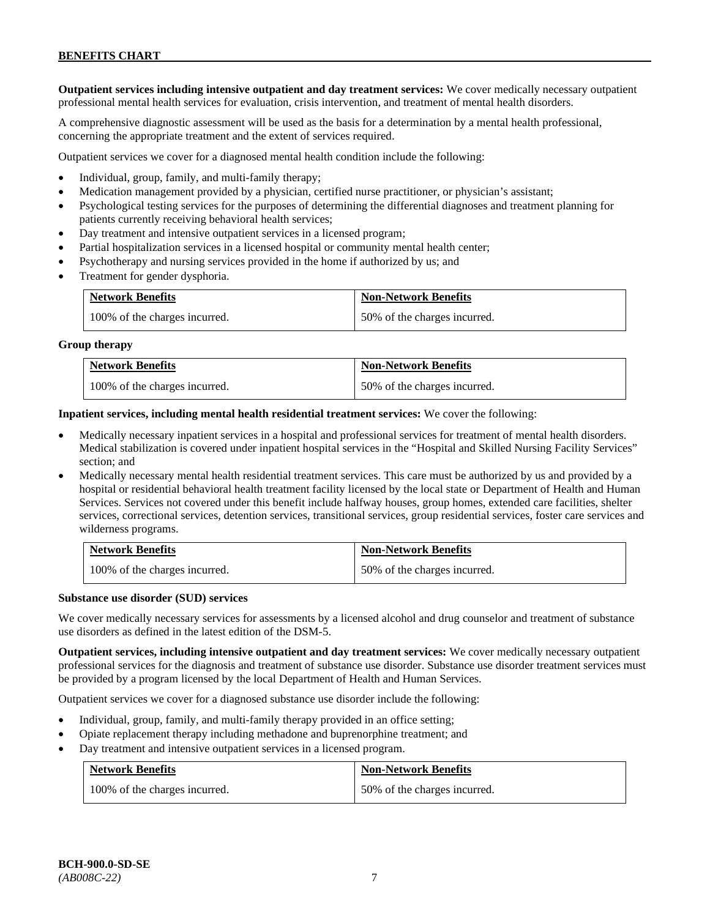**Outpatient services including intensive outpatient and day treatment services:** We cover medically necessary outpatient professional mental health services for evaluation, crisis intervention, and treatment of mental health disorders.

A comprehensive diagnostic assessment will be used as the basis for a determination by a mental health professional, concerning the appropriate treatment and the extent of services required.

Outpatient services we cover for a diagnosed mental health condition include the following:

- Individual, group, family, and multi-family therapy;
- Medication management provided by a physician, certified nurse practitioner, or physician's assistant;
- Psychological testing services for the purposes of determining the differential diagnoses and treatment planning for patients currently receiving behavioral health services;
- Day treatment and intensive outpatient services in a licensed program;
- Partial hospitalization services in a licensed hospital or community mental health center;
- Psychotherapy and nursing services provided in the home if authorized by us; and
- Treatment for gender dysphoria.

| Network Benefits | Non-Network Benefits |
|---|---|
| 100% of the charges incurred. | 50% of the charges incurred. |

**Group therapy**

| Network Benefits | Non-Network Benefits |
|---|---|
| 100% of the charges incurred. | 50% of the charges incurred. |

**Inpatient services, including mental health residential treatment services:** We cover the following:

- Medically necessary inpatient services in a hospital and professional services for treatment of mental health disorders. Medical stabilization is covered under inpatient hospital services in the "Hospital and Skilled Nursing Facility Services" section; and
- Medically necessary mental health residential treatment services. This care must be authorized by us and provided by a hospital or residential behavioral health treatment facility licensed by the local state or Department of Health and Human Services. Services not covered under this benefit include halfway houses, group homes, extended care facilities, shelter services, correctional services, detention services, transitional services, group residential services, foster care services and wilderness programs.

| Network Benefits | Non-Network Benefits |
|---|---|
| 100% of the charges incurred. | 50% of the charges incurred. |

**Substance use disorder (SUD) services**

We cover medically necessary services for assessments by a licensed alcohol and drug counselor and treatment of substance use disorders as defined in the latest edition of the DSM-5.

**Outpatient services, including intensive outpatient and day treatment services:** We cover medically necessary outpatient professional services for the diagnosis and treatment of substance use disorder. Substance use disorder treatment services must be provided by a program licensed by the local Department of Health and Human Services.

Outpatient services we cover for a diagnosed substance use disorder include the following:

- Individual, group, family, and multi-family therapy provided in an office setting;
- Opiate replacement therapy including methadone and buprenorphine treatment; and
- Day treatment and intensive outpatient services in a licensed program.

| Network Benefits | Non-Network Benefits |
|---|---|
| 100% of the charges incurred. | 50% of the charges incurred. |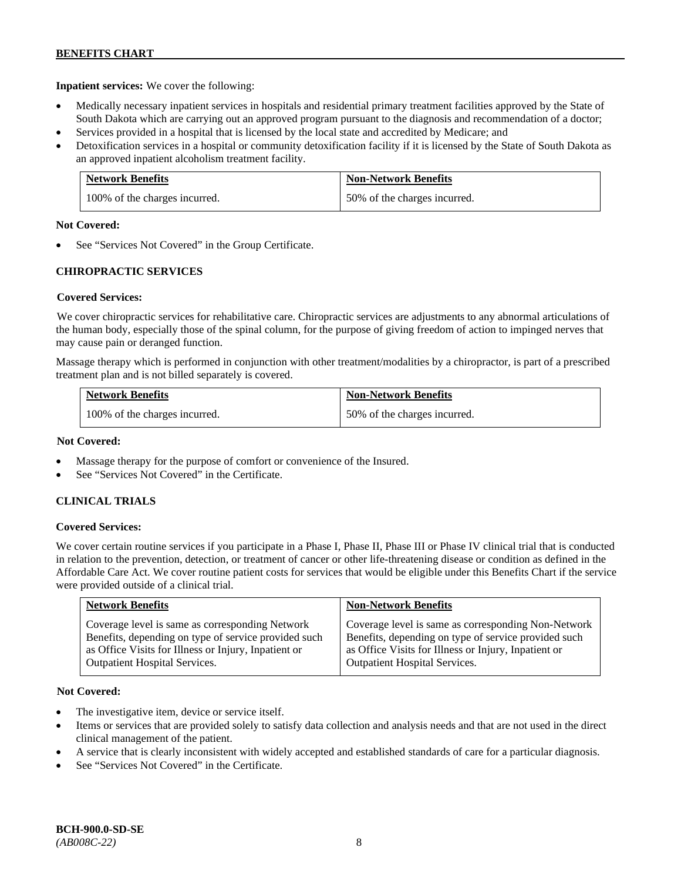**Inpatient services:** We cover the following:

- Medically necessary inpatient services in hospitals and residential primary treatment facilities approved by the State of South Dakota which are carrying out an approved program pursuant to the diagnosis and recommendation of a doctor;
- Services provided in a hospital that is licensed by the local state and accredited by Medicare; and
- Detoxification services in a hospital or community detoxification facility if it is licensed by the State of South Dakota as an approved inpatient alcoholism treatment facility.

| Network Benefits | Non-Network Benefits |
|---|---|
| 100% of the charges incurred. | 50% of the charges incurred. |

**Not Covered:**

- See "Services Not Covered" in the Group Certificate.

### CHIROPRACTIC SERVICES

**Covered Services:**

We cover chiropractic services for rehabilitative care. Chiropractic services are adjustments to any abnormal articulations of the human body, especially those of the spinal column, for the purpose of giving freedom of action to impinged nerves that may cause pain or deranged function.

Massage therapy which is performed in conjunction with other treatment/modalities by a chiropractor, is part of a prescribed treatment plan and is not billed separately is covered.

| Network Benefits | Non-Network Benefits |
|---|---|
| 100% of the charges incurred. | 50% of the charges incurred. |

**Not Covered:**

- Massage therapy for the purpose of comfort or convenience of the Insured.
- See "Services Not Covered" in the Certificate.

### CLINICAL TRIALS

**Covered Services:**

We cover certain routine services if you participate in a Phase I, Phase II, Phase III or Phase IV clinical trial that is conducted in relation to the prevention, detection, or treatment of cancer or other life-threatening disease or condition as defined in the Affordable Care Act. We cover routine patient costs for services that would be eligible under this Benefits Chart if the service were provided outside of a clinical trial.

| Network Benefits | Non-Network Benefits |
|---|---|
| Coverage level is same as corresponding Network Benefits, depending on type of service provided such as Office Visits for Illness or Injury, Inpatient or Outpatient Hospital Services. | Coverage level is same as corresponding Non-Network Benefits, depending on type of service provided such as Office Visits for Illness or Injury, Inpatient or Outpatient Hospital Services. |

**Not Covered:**

- The investigative item, device or service itself.
- Items or services that are provided solely to satisfy data collection and analysis needs and that are not used in the direct clinical management of the patient.
- A service that is clearly inconsistent with widely accepted and established standards of care for a particular diagnosis.
- See "Services Not Covered" in the Certificate.

**BCH-900.0-SD-SE**
*(AB008C-22)*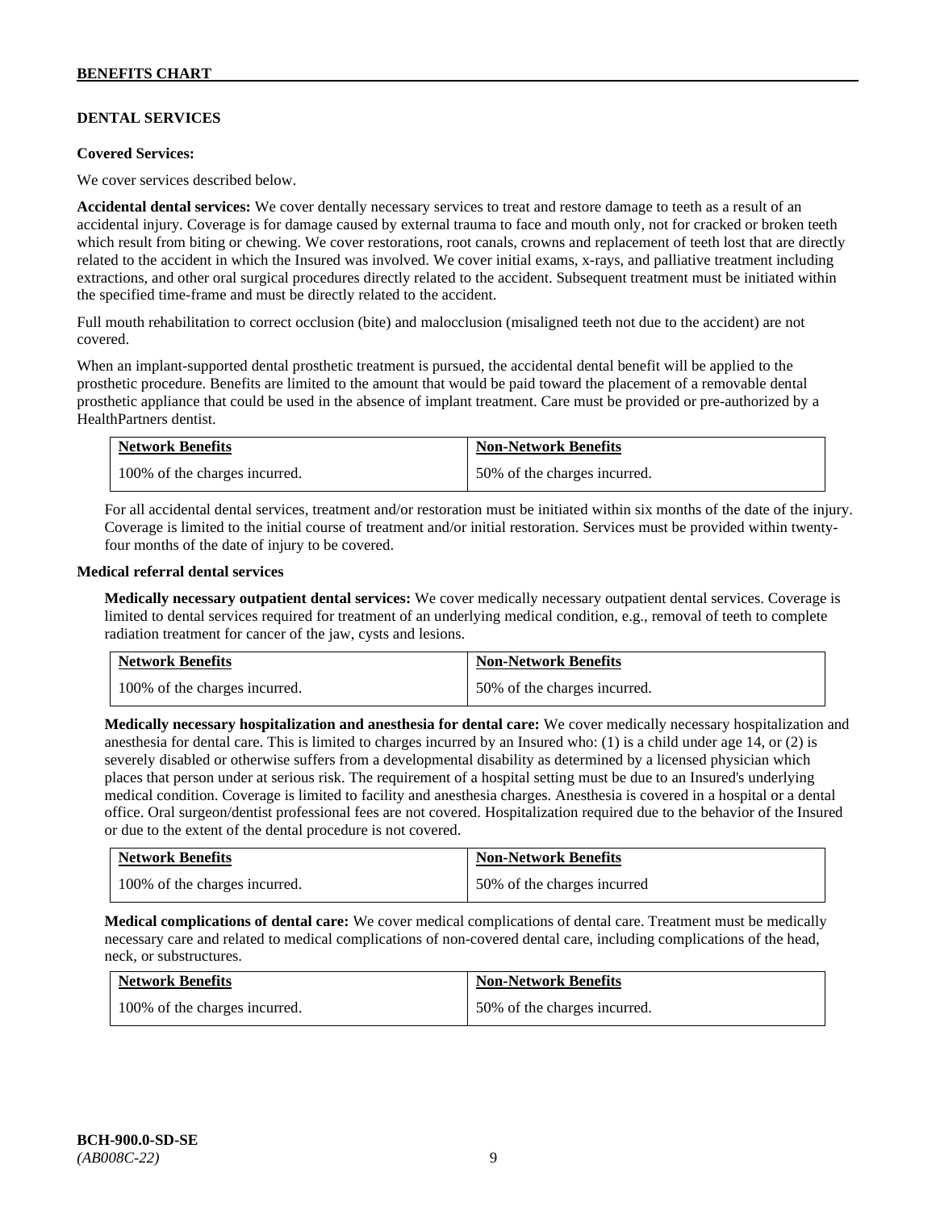## DENTAL SERVICES

**Covered Services:**

We cover services described below.

**Accidental dental services:** We cover dentally necessary services to treat and restore damage to teeth as a result of an accidental injury. Coverage is for damage caused by external trauma to face and mouth only, not for cracked or broken teeth which result from biting or chewing. We cover restorations, root canals, crowns and replacement of teeth lost that are directly related to the accident in which the Insured was involved. We cover initial exams, x-rays, and palliative treatment including extractions, and other oral surgical procedures directly related to the accident. Subsequent treatment must be initiated within the specified time-frame and must be directly related to the accident.

Full mouth rehabilitation to correct occlusion (bite) and malocclusion (misaligned teeth not due to the accident) are not covered.

When an implant-supported dental prosthetic treatment is pursued, the accidental dental benefit will be applied to the prosthetic procedure. Benefits are limited to the amount that would be paid toward the placement of a removable dental prosthetic appliance that could be used in the absence of implant treatment. Care must be provided or pre-authorized by a HealthPartners dentist.

| Network Benefits | Non-Network Benefits |
|---|---|
| 100% of the charges incurred. | 50% of the charges incurred. |

For all accidental dental services, treatment and/or restoration must be initiated within six months of the date of the injury. Coverage is limited to the initial course of treatment and/or initial restoration. Services must be provided within twenty-four months of the date of injury to be covered.

**Medical referral dental services**

**Medically necessary outpatient dental services:** We cover medically necessary outpatient dental services. Coverage is limited to dental services required for treatment of an underlying medical condition, e.g., removal of teeth to complete radiation treatment for cancer of the jaw, cysts and lesions.

| Network Benefits | Non-Network Benefits |
|---|---|
| 100% of the charges incurred. | 50% of the charges incurred. |

**Medically necessary hospitalization and anesthesia for dental care:** We cover medically necessary hospitalization and anesthesia for dental care. This is limited to charges incurred by an Insured who: (1) is a child under age 14, or (2) is severely disabled or otherwise suffers from a developmental disability as determined by a licensed physician which places that person under at serious risk. The requirement of a hospital setting must be due to an Insured's underlying medical condition. Coverage is limited to facility and anesthesia charges. Anesthesia is covered in a hospital or a dental office. Oral surgeon/dentist professional fees are not covered. Hospitalization required due to the behavior of the Insured or due to the extent of the dental procedure is not covered.

| Network Benefits | Non-Network Benefits |
|---|---|
| 100% of the charges incurred. | 50% of the charges incurred |

**Medical complications of dental care:** We cover medical complications of dental care. Treatment must be medically necessary care and related to medical complications of non-covered dental care, including complications of the head, neck, or substructures.

| Network Benefits | Non-Network Benefits |
|---|---|
| 100% of the charges incurred. | 50% of the charges incurred. |

**BCH-900.0-SD-SE**
*(AB008C-22)*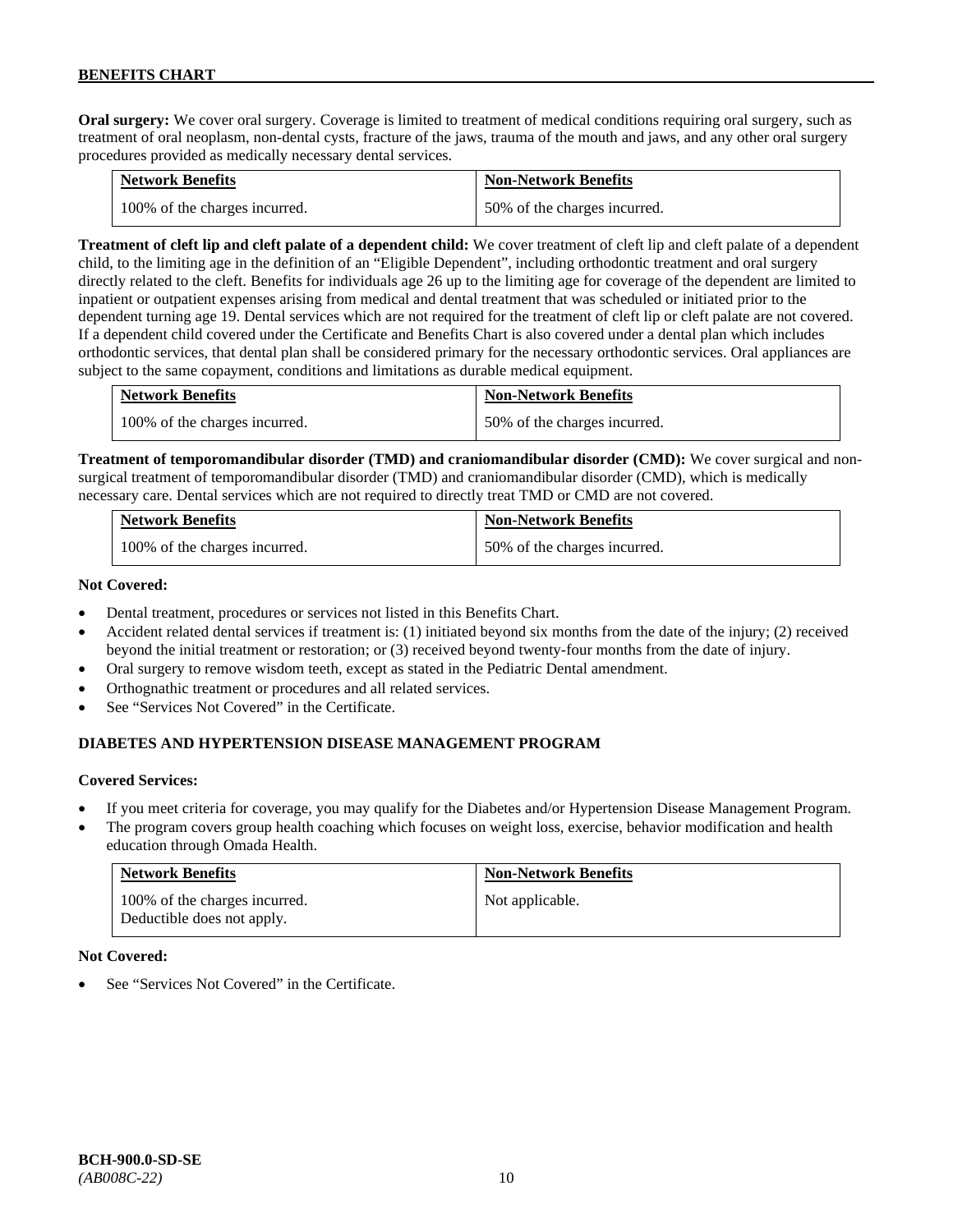**Oral surgery:** We cover oral surgery. Coverage is limited to treatment of medical conditions requiring oral surgery, such as treatment of oral neoplasm, non-dental cysts, fracture of the jaws, trauma of the mouth and jaws, and any other oral surgery procedures provided as medically necessary dental services.

| Network Benefits | Non-Network Benefits |
| --- | --- |
| 100% of the charges incurred. | 50% of the charges incurred. |

**Treatment of cleft lip and cleft palate of a dependent child:** We cover treatment of cleft lip and cleft palate of a dependent child, to the limiting age in the definition of an "Eligible Dependent", including orthodontic treatment and oral surgery directly related to the cleft. Benefits for individuals age 26 up to the limiting age for coverage of the dependent are limited to inpatient or outpatient expenses arising from medical and dental treatment that was scheduled or initiated prior to the dependent turning age 19. Dental services which are not required for the treatment of cleft lip or cleft palate are not covered. If a dependent child covered under the Certificate and Benefits Chart is also covered under a dental plan which includes orthodontic services, that dental plan shall be considered primary for the necessary orthodontic services. Oral appliances are subject to the same copayment, conditions and limitations as durable medical equipment.

| Network Benefits | Non-Network Benefits |
| --- | --- |
| 100% of the charges incurred. | 50% of the charges incurred. |

**Treatment of temporomandibular disorder (TMD) and craniomandibular disorder (CMD):** We cover surgical and non-surgical treatment of temporomandibular disorder (TMD) and craniomandibular disorder (CMD), which is medically necessary care. Dental services which are not required to directly treat TMD or CMD are not covered.

| Network Benefits | Non-Network Benefits |
| --- | --- |
| 100% of the charges incurred. | 50% of the charges incurred. |

**Not Covered:**

- Dental treatment, procedures or services not listed in this Benefits Chart.
- Accident related dental services if treatment is: (1) initiated beyond six months from the date of the injury; (2) received beyond the initial treatment or restoration; or (3) received beyond twenty-four months from the date of injury.
- Oral surgery to remove wisdom teeth, except as stated in the Pediatric Dental amendment.
- Orthognathic treatment or procedures and all related services.
- See "Services Not Covered" in the Certificate.

## DIABETES AND HYPERTENSION DISEASE MANAGEMENT PROGRAM

**Covered Services:**

- If you meet criteria for coverage, you may qualify for the Diabetes and/or Hypertension Disease Management Program.
- The program covers group health coaching which focuses on weight loss, exercise, behavior modification and health education through Omada Health.

| Network Benefits | Non-Network Benefits |
| --- | --- |
| 100% of the charges incurred.<br>Deductible does not apply. | Not applicable. |

**Not Covered:**

- See "Services Not Covered" in the Certificate.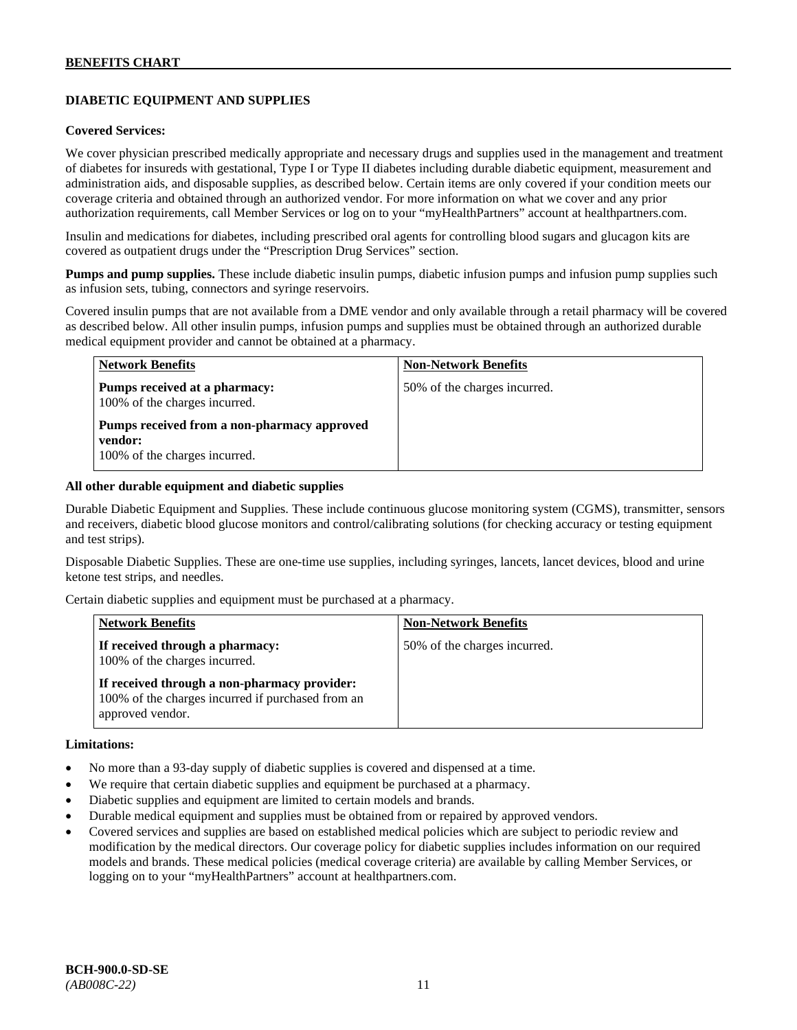## DIABETIC EQUIPMENT AND SUPPLIES

**Covered Services:**

We cover physician prescribed medically appropriate and necessary drugs and supplies used in the management and treatment of diabetes for insureds with gestational, Type I or Type II diabetes including durable diabetic equipment, measurement and administration aids, and disposable supplies, as described below. Certain items are only covered if your condition meets our coverage criteria and obtained through an authorized vendor. For more information on what we cover and any prior authorization requirements, call Member Services or log on to your "myHealthPartners" account at healthpartners.com.

Insulin and medications for diabetes, including prescribed oral agents for controlling blood sugars and glucagon kits are covered as outpatient drugs under the "Prescription Drug Services" section.

**Pumps and pump supplies.** These include diabetic insulin pumps, diabetic infusion pumps and infusion pump supplies such as infusion sets, tubing, connectors and syringe reservoirs.

Covered insulin pumps that are not available from a DME vendor and only available through a retail pharmacy will be covered as described below. All other insulin pumps, infusion pumps and supplies must be obtained through an authorized durable medical equipment provider and cannot be obtained at a pharmacy.

| Network Benefits | Non-Network Benefits |
|---|---|
| **Pumps received at a pharmacy:** 100% of the charges incurred.<br><br>**Pumps received from a non-pharmacy approved vendor:** 100% of the charges incurred. | 50% of the charges incurred. |

**All other durable equipment and diabetic supplies**

Durable Diabetic Equipment and Supplies. These include continuous glucose monitoring system (CGMS), transmitter, sensors and receivers, diabetic blood glucose monitors and control/calibrating solutions (for checking accuracy or testing equipment and test strips).

Disposable Diabetic Supplies. These are one-time use supplies, including syringes, lancets, lancet devices, blood and urine ketone test strips, and needles.

Certain diabetic supplies and equipment must be purchased at a pharmacy.

| Network Benefits | Non-Network Benefits |
|---|---|
| **If received through a pharmacy:** 100% of the charges incurred.<br><br>**If received through a non-pharmacy provider:** 100% of the charges incurred if purchased from an approved vendor. | 50% of the charges incurred. |

**Limitations:**

- No more than a 93-day supply of diabetic supplies is covered and dispensed at a time.
- We require that certain diabetic supplies and equipment be purchased at a pharmacy.
- Diabetic supplies and equipment are limited to certain models and brands.
- Durable medical equipment and supplies must be obtained from or repaired by approved vendors.
- Covered services and supplies are based on established medical policies which are subject to periodic review and modification by the medical directors. Our coverage policy for diabetic supplies includes information on our required models and brands. These medical policies (medical coverage criteria) are available by calling Member Services, or logging on to your "myHealthPartners" account at healthpartners.com.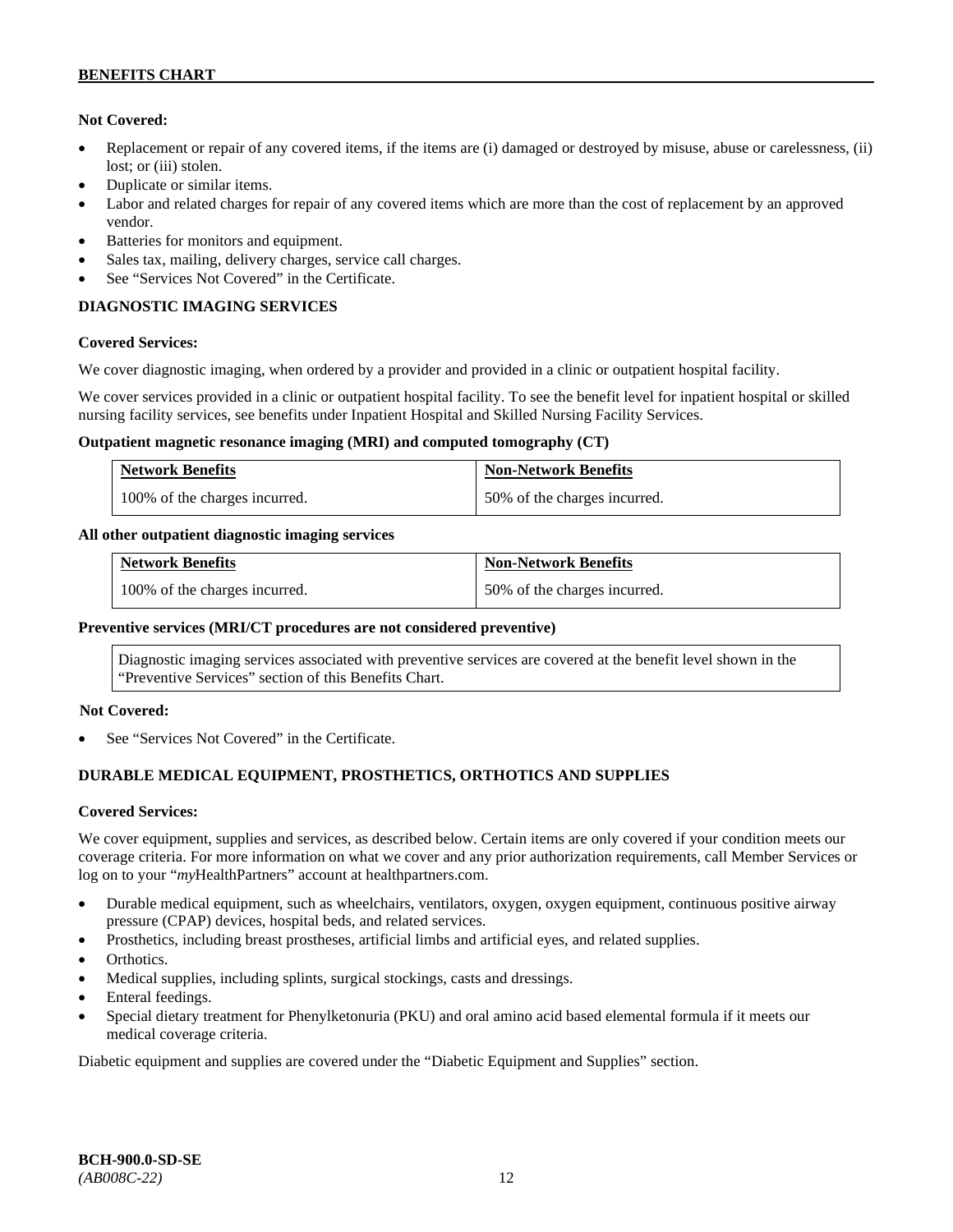**Not Covered:**

- Replacement or repair of any covered items, if the items are (i) damaged or destroyed by misuse, abuse or carelessness, (ii) lost; or (iii) stolen.
- Duplicate or similar items.
- Labor and related charges for repair of any covered items which are more than the cost of replacement by an approved vendor.
- Batteries for monitors and equipment.
- Sales tax, mailing, delivery charges, service call charges.
- See "Services Not Covered" in the Certificate.

## DIAGNOSTIC IMAGING SERVICES

**Covered Services:**

We cover diagnostic imaging, when ordered by a provider and provided in a clinic or outpatient hospital facility.

We cover services provided in a clinic or outpatient hospital facility. To see the benefit level for inpatient hospital or skilled nursing facility services, see benefits under Inpatient Hospital and Skilled Nursing Facility Services.

**Outpatient magnetic resonance imaging (MRI) and computed tomography (CT)**

| Network Benefits | Non-Network Benefits |
|---|---|
| 100% of the charges incurred. | 50% of the charges incurred. |

**All other outpatient diagnostic imaging services**

| Network Benefits | Non-Network Benefits |
|---|---|
| 100% of the charges incurred. | 50% of the charges incurred. |

**Preventive services (MRI/CT procedures are not considered preventive)**

Diagnostic imaging services associated with preventive services are covered at the benefit level shown in the "Preventive Services" section of this Benefits Chart.

**Not Covered:**

- See "Services Not Covered" in the Certificate.

## DURABLE MEDICAL EQUIPMENT, PROSTHETICS, ORTHOTICS AND SUPPLIES

**Covered Services:**

We cover equipment, supplies and services, as described below. Certain items are only covered if your condition meets our coverage criteria. For more information on what we cover and any prior authorization requirements, call Member Services or log on to your "*my*HealthPartners" account at healthpartners.com.

- Durable medical equipment, such as wheelchairs, ventilators, oxygen, oxygen equipment, continuous positive airway pressure (CPAP) devices, hospital beds, and related services.
- Prosthetics, including breast prostheses, artificial limbs and artificial eyes, and related supplies.
- Orthotics.
- Medical supplies, including splints, surgical stockings, casts and dressings.
- Enteral feedings.
- Special dietary treatment for Phenylketonuria (PKU) and oral amino acid based elemental formula if it meets our medical coverage criteria.

Diabetic equipment and supplies are covered under the "Diabetic Equipment and Supplies" section.

**BCH-900.0-SD-SE**
*(AB008C-22)*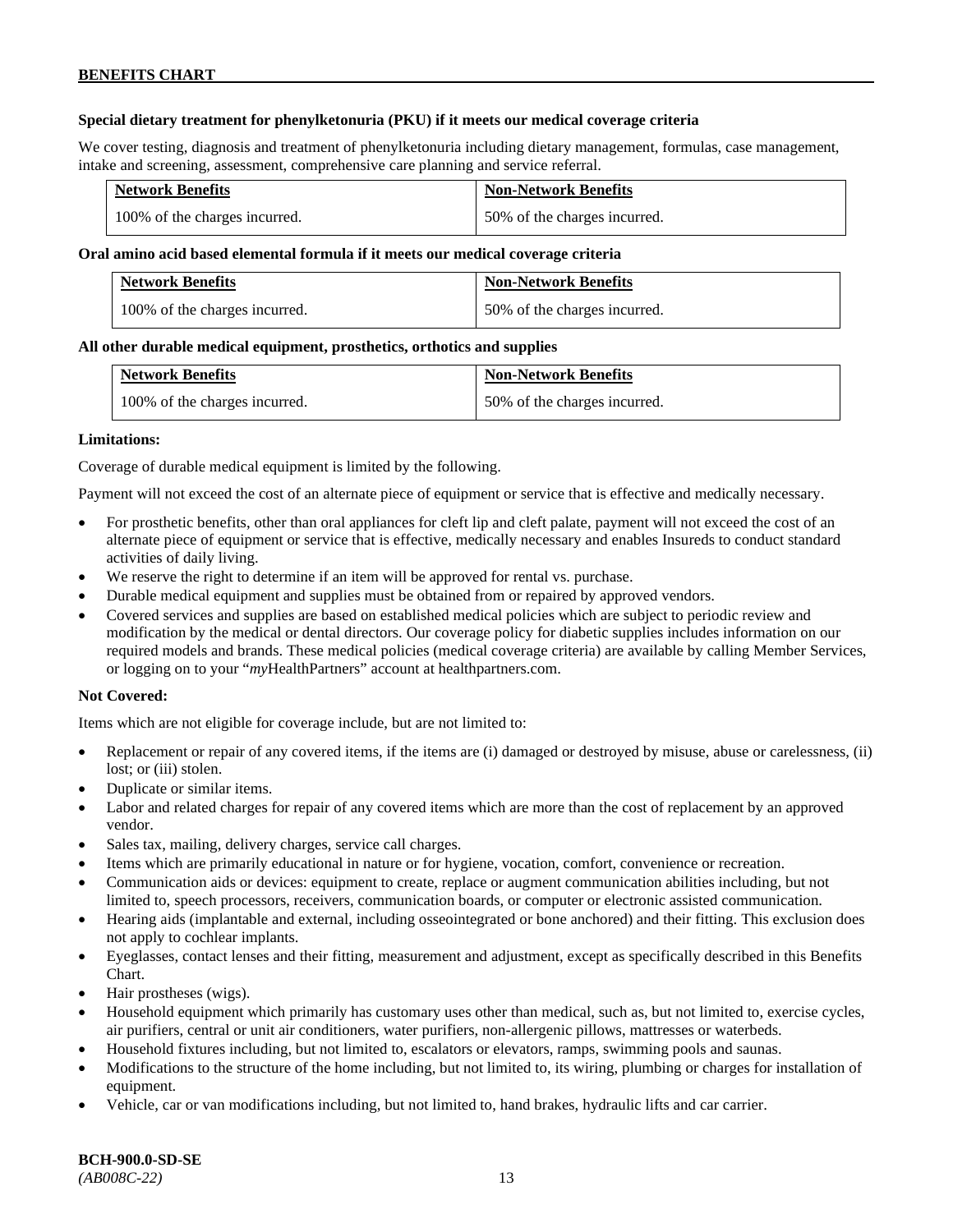**Special dietary treatment for phenylketonuria (PKU) if it meets our medical coverage criteria**

We cover testing, diagnosis and treatment of phenylketonuria including dietary management, formulas, case management, intake and screening, assessment, comprehensive care planning and service referral.

| Network Benefits | Non-Network Benefits |
|---|---|
| 100% of the charges incurred. | 50% of the charges incurred. |

**Oral amino acid based elemental formula if it meets our medical coverage criteria**

| Network Benefits | Non-Network Benefits |
|---|---|
| 100% of the charges incurred. | 50% of the charges incurred. |

**All other durable medical equipment, prosthetics, orthotics and supplies**

| Network Benefits | Non-Network Benefits |
|---|---|
| 100% of the charges incurred. | 50% of the charges incurred. |

**Limitations:**

Coverage of durable medical equipment is limited by the following.

Payment will not exceed the cost of an alternate piece of equipment or service that is effective and medically necessary.

- For prosthetic benefits, other than oral appliances for cleft lip and cleft palate, payment will not exceed the cost of an alternate piece of equipment or service that is effective, medically necessary and enables Insureds to conduct standard activities of daily living.
- We reserve the right to determine if an item will be approved for rental vs. purchase.
- Durable medical equipment and supplies must be obtained from or repaired by approved vendors.
- Covered services and supplies are based on established medical policies which are subject to periodic review and modification by the medical or dental directors. Our coverage policy for diabetic supplies includes information on our required models and brands. These medical policies (medical coverage criteria) are available by calling Member Services, or logging on to your "*my*HealthPartners" account at healthpartners.com.

**Not Covered:**

Items which are not eligible for coverage include, but are not limited to:

- Replacement or repair of any covered items, if the items are (i) damaged or destroyed by misuse, abuse or carelessness, (ii) lost; or (iii) stolen.
- Duplicate or similar items.
- Labor and related charges for repair of any covered items which are more than the cost of replacement by an approved vendor.
- Sales tax, mailing, delivery charges, service call charges.
- Items which are primarily educational in nature or for hygiene, vocation, comfort, convenience or recreation.
- Communication aids or devices: equipment to create, replace or augment communication abilities including, but not limited to, speech processors, receivers, communication boards, or computer or electronic assisted communication.
- Hearing aids (implantable and external, including osseointegrated or bone anchored) and their fitting. This exclusion does not apply to cochlear implants.
- Eyeglasses, contact lenses and their fitting, measurement and adjustment, except as specifically described in this Benefits Chart.
- Hair prostheses (wigs).
- Household equipment which primarily has customary uses other than medical, such as, but not limited to, exercise cycles, air purifiers, central or unit air conditioners, water purifiers, non-allergenic pillows, mattresses or waterbeds.
- Household fixtures including, but not limited to, escalators or elevators, ramps, swimming pools and saunas.
- Modifications to the structure of the home including, but not limited to, its wiring, plumbing or charges for installation of equipment.
- Vehicle, car or van modifications including, but not limited to, hand brakes, hydraulic lifts and car carrier.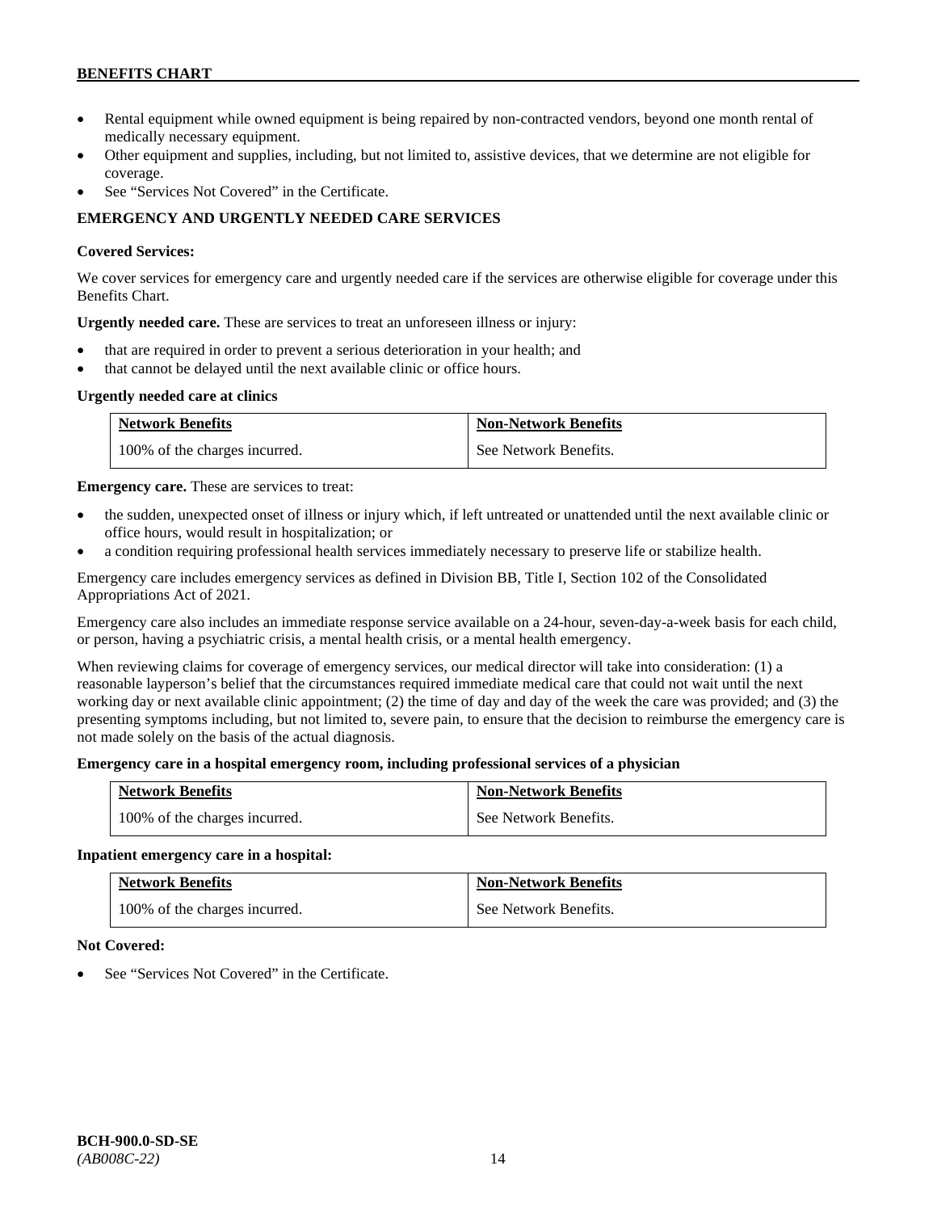- Rental equipment while owned equipment is being repaired by non-contracted vendors, beyond one month rental of medically necessary equipment.
- Other equipment and supplies, including, but not limited to, assistive devices, that we determine are not eligible for coverage.
- See "Services Not Covered" in the Certificate.

## EMERGENCY AND URGENTLY NEEDED CARE SERVICES

**Covered Services:**

We cover services for emergency care and urgently needed care if the services are otherwise eligible for coverage under this Benefits Chart.

**Urgently needed care.** These are services to treat an unforeseen illness or injury:

- that are required in order to prevent a serious deterioration in your health; and
- that cannot be delayed until the next available clinic or office hours.

**Urgently needed care at clinics**

| Network Benefits | Non-Network Benefits |
| --- | --- |
| 100% of the charges incurred. | See Network Benefits. |

**Emergency care.** These are services to treat:

- the sudden, unexpected onset of illness or injury which, if left untreated or unattended until the next available clinic or office hours, would result in hospitalization; or
- a condition requiring professional health services immediately necessary to preserve life or stabilize health.

Emergency care includes emergency services as defined in Division BB, Title I, Section 102 of the Consolidated Appropriations Act of 2021.

Emergency care also includes an immediate response service available on a 24-hour, seven-day-a-week basis for each child, or person, having a psychiatric crisis, a mental health crisis, or a mental health emergency.

When reviewing claims for coverage of emergency services, our medical director will take into consideration: (1) a reasonable layperson's belief that the circumstances required immediate medical care that could not wait until the next working day or next available clinic appointment; (2) the time of day and day of the week the care was provided; and (3) the presenting symptoms including, but not limited to, severe pain, to ensure that the decision to reimburse the emergency care is not made solely on the basis of the actual diagnosis.

**Emergency care in a hospital emergency room, including professional services of a physician**

| Network Benefits | Non-Network Benefits |
| --- | --- |
| 100% of the charges incurred. | See Network Benefits. |

**Inpatient emergency care in a hospital:**

| Network Benefits | Non-Network Benefits |
| --- | --- |
| 100% of the charges incurred. | See Network Benefits. |

**Not Covered:**

- See "Services Not Covered" in the Certificate.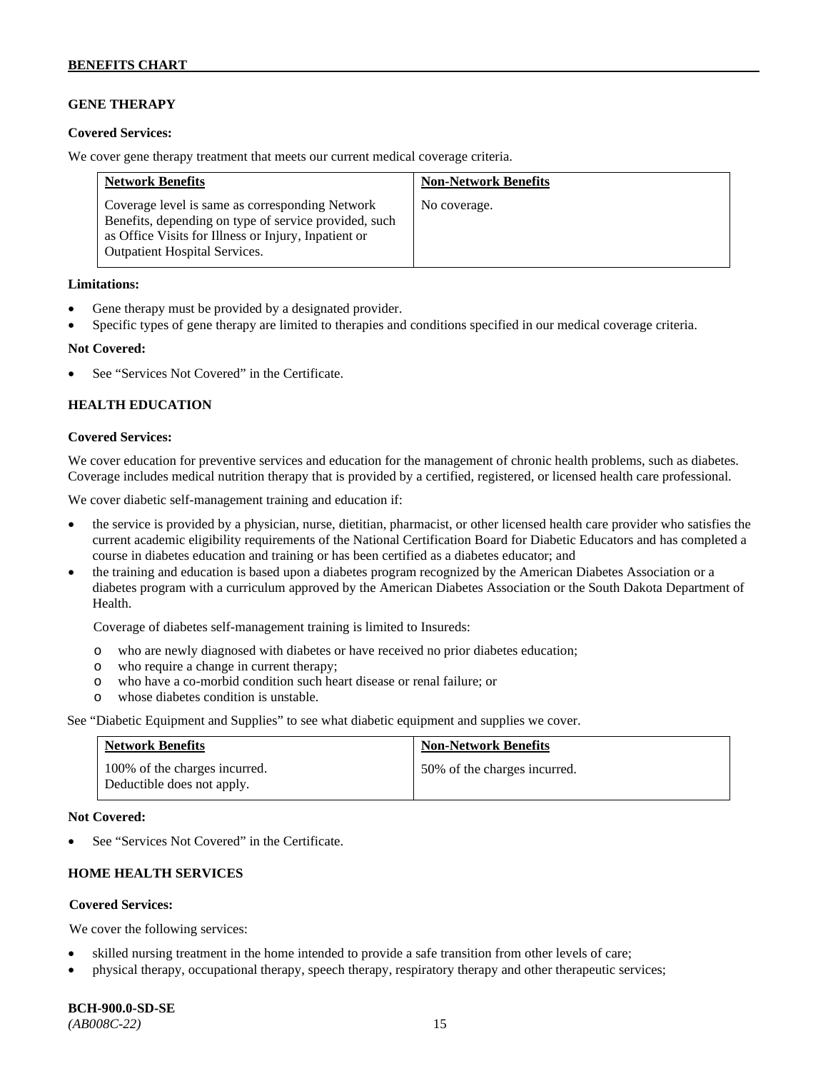## GENE THERAPY

**Covered Services:**

We cover gene therapy treatment that meets our current medical coverage criteria.

| Network Benefits | Non-Network Benefits |
|---|---|
| Coverage level is same as corresponding Network Benefits, depending on type of service provided, such as Office Visits for Illness or Injury, Inpatient or Outpatient Hospital Services. | No coverage. |

**Limitations:**

- Gene therapy must be provided by a designated provider.
- Specific types of gene therapy are limited to therapies and conditions specified in our medical coverage criteria.

**Not Covered:**

- See "Services Not Covered" in the Certificate.

## HEALTH EDUCATION

**Covered Services:**

We cover education for preventive services and education for the management of chronic health problems, such as diabetes. Coverage includes medical nutrition therapy that is provided by a certified, registered, or licensed health care professional.

We cover diabetic self-management training and education if:

- the service is provided by a physician, nurse, dietitian, pharmacist, or other licensed health care provider who satisfies the current academic eligibility requirements of the National Certification Board for Diabetic Educators and has completed a course in diabetes education and training or has been certified as a diabetes educator; and
- the training and education is based upon a diabetes program recognized by the American Diabetes Association or a diabetes program with a curriculum approved by the American Diabetes Association or the South Dakota Department of Health.

  Coverage of diabetes self-management training is limited to Insureds:

  - who are newly diagnosed with diabetes or have received no prior diabetes education;
  - who require a change in current therapy;
  - who have a co-morbid condition such heart disease or renal failure; or
  - whose diabetes condition is unstable.

See "Diabetic Equipment and Supplies" to see what diabetic equipment and supplies we cover.

| Network Benefits | Non-Network Benefits |
|---|---|
| 100% of the charges incurred. Deductible does not apply. | 50% of the charges incurred. |

**Not Covered:**

- See "Services Not Covered" in the Certificate.

## HOME HEALTH SERVICES

**Covered Services:**

We cover the following services:

- skilled nursing treatment in the home intended to provide a safe transition from other levels of care;
- physical therapy, occupational therapy, speech therapy, respiratory therapy and other therapeutic services;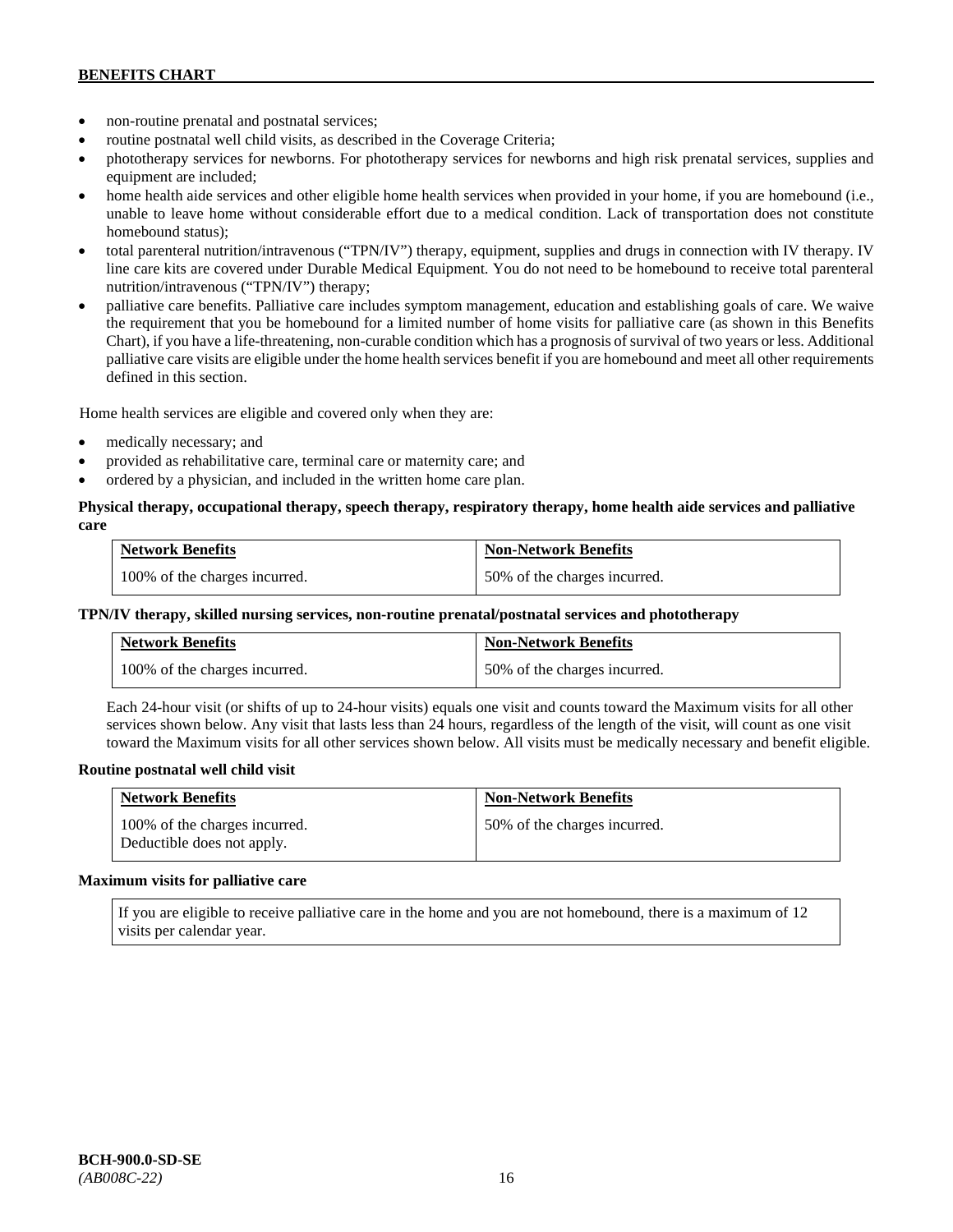- non-routine prenatal and postnatal services;
- routine postnatal well child visits, as described in the Coverage Criteria;
- phototherapy services for newborns. For phototherapy services for newborns and high risk prenatal services, supplies and equipment are included;
- home health aide services and other eligible home health services when provided in your home, if you are homebound (i.e., unable to leave home without considerable effort due to a medical condition. Lack of transportation does not constitute homebound status);
- total parenteral nutrition/intravenous ("TPN/IV") therapy, equipment, supplies and drugs in connection with IV therapy. IV line care kits are covered under Durable Medical Equipment. You do not need to be homebound to receive total parenteral nutrition/intravenous ("TPN/IV") therapy;
- palliative care benefits. Palliative care includes symptom management, education and establishing goals of care. We waive the requirement that you be homebound for a limited number of home visits for palliative care (as shown in this Benefits Chart), if you have a life-threatening, non-curable condition which has a prognosis of survival of two years or less. Additional palliative care visits are eligible under the home health services benefit if you are homebound and meet all other requirements defined in this section.

Home health services are eligible and covered only when they are:

- medically necessary; and
- provided as rehabilitative care, terminal care or maternity care; and
- ordered by a physician, and included in the written home care plan.

**Physical therapy, occupational therapy, speech therapy, respiratory therapy, home health aide services and palliative care**

| Network Benefits | Non-Network Benefits |
|---|---|
| 100% of the charges incurred. | 50% of the charges incurred. |

**TPN/IV therapy, skilled nursing services, non-routine prenatal/postnatal services and phototherapy**

| Network Benefits | Non-Network Benefits |
|---|---|
| 100% of the charges incurred. | 50% of the charges incurred. |

Each 24-hour visit (or shifts of up to 24-hour visits) equals one visit and counts toward the Maximum visits for all other services shown below. Any visit that lasts less than 24 hours, regardless of the length of the visit, will count as one visit toward the Maximum visits for all other services shown below. All visits must be medically necessary and benefit eligible.

**Routine postnatal well child visit**

| Network Benefits | Non-Network Benefits |
|---|---|
| 100% of the charges incurred. Deductible does not apply. | 50% of the charges incurred. |

**Maximum visits for palliative care**

| If you are eligible to receive palliative care in the home and you are not homebound, there is a maximum of 12 visits per calendar year. |
|---|

BCH-900.0-SD-SE
*(AB008C-22)*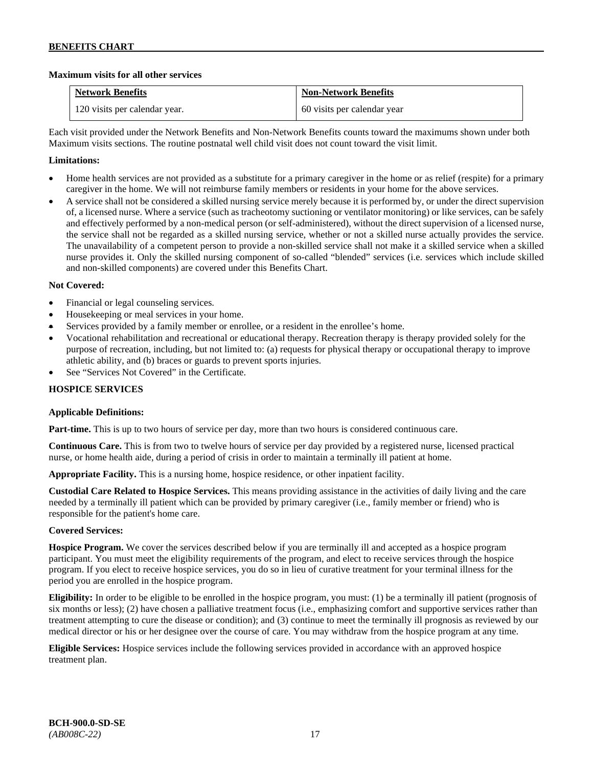**Maximum visits for all other services**

| Network Benefits | Non-Network Benefits |
|---|---|
| 120 visits per calendar year. | 60 visits per calendar year |

Each visit provided under the Network Benefits and Non-Network Benefits counts toward the maximums shown under both Maximum visits sections. The routine postnatal well child visit does not count toward the visit limit.

**Limitations:**

- Home health services are not provided as a substitute for a primary caregiver in the home or as relief (respite) for a primary caregiver in the home. We will not reimburse family members or residents in your home for the above services.
- A service shall not be considered a skilled nursing service merely because it is performed by, or under the direct supervision of, a licensed nurse. Where a service (such as tracheotomy suctioning or ventilator monitoring) or like services, can be safely and effectively performed by a non-medical person (or self-administered), without the direct supervision of a licensed nurse, the service shall not be regarded as a skilled nursing service, whether or not a skilled nurse actually provides the service. The unavailability of a competent person to provide a non-skilled service shall not make it a skilled service when a skilled nurse provides it. Only the skilled nursing component of so-called "blended" services (i.e. services which include skilled and non-skilled components) are covered under this Benefits Chart.

**Not Covered:**

- Financial or legal counseling services.
- Housekeeping or meal services in your home.
- Services provided by a family member or enrollee, or a resident in the enrollee's home.
- Vocational rehabilitation and recreational or educational therapy. Recreation therapy is therapy provided solely for the purpose of recreation, including, but not limited to: (a) requests for physical therapy or occupational therapy to improve athletic ability, and (b) braces or guards to prevent sports injuries.
- See "Services Not Covered" in the Certificate.

**HOSPICE SERVICES**

**Applicable Definitions:**

**Part-time.** This is up to two hours of service per day, more than two hours is considered continuous care.

**Continuous Care.** This is from two to twelve hours of service per day provided by a registered nurse, licensed practical nurse, or home health aide, during a period of crisis in order to maintain a terminally ill patient at home.

**Appropriate Facility.** This is a nursing home, hospice residence, or other inpatient facility.

**Custodial Care Related to Hospice Services.** This means providing assistance in the activities of daily living and the care needed by a terminally ill patient which can be provided by primary caregiver (i.e., family member or friend) who is responsible for the patient's home care.

**Covered Services:**

**Hospice Program.** We cover the services described below if you are terminally ill and accepted as a hospice program participant. You must meet the eligibility requirements of the program, and elect to receive services through the hospice program. If you elect to receive hospice services, you do so in lieu of curative treatment for your terminal illness for the period you are enrolled in the hospice program.

**Eligibility:** In order to be eligible to be enrolled in the hospice program, you must: (1) be a terminally ill patient (prognosis of six months or less); (2) have chosen a palliative treatment focus (i.e., emphasizing comfort and supportive services rather than treatment attempting to cure the disease or condition); and (3) continue to meet the terminally ill prognosis as reviewed by our medical director or his or her designee over the course of care. You may withdraw from the hospice program at any time.

**Eligible Services:** Hospice services include the following services provided in accordance with an approved hospice treatment plan.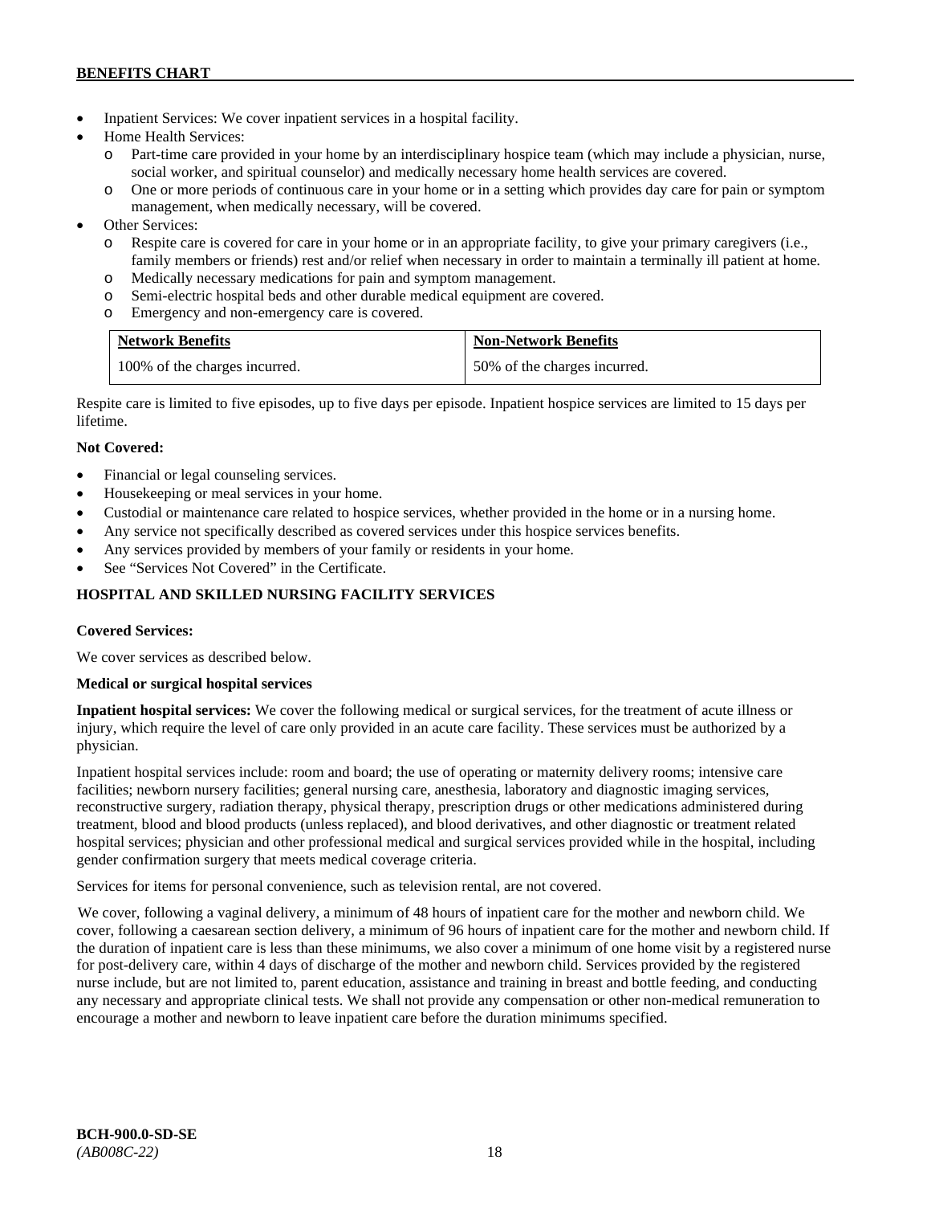- Inpatient Services: We cover inpatient services in a hospital facility.
- Home Health Services:
  - Part-time care provided in your home by an interdisciplinary hospice team (which may include a physician, nurse, social worker, and spiritual counselor) and medically necessary home health services are covered.
  - One or more periods of continuous care in your home or in a setting which provides day care for pain or symptom management, when medically necessary, will be covered.
- Other Services:
  - Respite care is covered for care in your home or in an appropriate facility, to give your primary caregivers (i.e., family members or friends) rest and/or relief when necessary in order to maintain a terminally ill patient at home.
  - Medically necessary medications for pain and symptom management.
  - Semi-electric hospital beds and other durable medical equipment are covered.
  - Emergency and non-emergency care is covered.

| Network Benefits | Non-Network Benefits |
|---|---|
| 100% of the charges incurred. | 50% of the charges incurred. |

Respite care is limited to five episodes, up to five days per episode. Inpatient hospice services are limited to 15 days per lifetime.

**Not Covered:**

- Financial or legal counseling services.
- Housekeeping or meal services in your home.
- Custodial or maintenance care related to hospice services, whether provided in the home or in a nursing home.
- Any service not specifically described as covered services under this hospice services benefits.
- Any services provided by members of your family or residents in your home.
- See "Services Not Covered" in the Certificate.

## HOSPITAL AND SKILLED NURSING FACILITY SERVICES

**Covered Services:**

We cover services as described below.

**Medical or surgical hospital services**

**Inpatient hospital services:** We cover the following medical or surgical services, for the treatment of acute illness or injury, which require the level of care only provided in an acute care facility. These services must be authorized by a physician.

Inpatient hospital services include: room and board; the use of operating or maternity delivery rooms; intensive care facilities; newborn nursery facilities; general nursing care, anesthesia, laboratory and diagnostic imaging services, reconstructive surgery, radiation therapy, physical therapy, prescription drugs or other medications administered during treatment, blood and blood products (unless replaced), and blood derivatives, and other diagnostic or treatment related hospital services; physician and other professional medical and surgical services provided while in the hospital, including gender confirmation surgery that meets medical coverage criteria.

Services for items for personal convenience, such as television rental, are not covered.

We cover, following a vaginal delivery, a minimum of 48 hours of inpatient care for the mother and newborn child. We cover, following a caesarean section delivery, a minimum of 96 hours of inpatient care for the mother and newborn child. If the duration of inpatient care is less than these minimums, we also cover a minimum of one home visit by a registered nurse for post-delivery care, within 4 days of discharge of the mother and newborn child. Services provided by the registered nurse include, but are not limited to, parent education, assistance and training in breast and bottle feeding, and conducting any necessary and appropriate clinical tests. We shall not provide any compensation or other non-medical remuneration to encourage a mother and newborn to leave inpatient care before the duration minimums specified.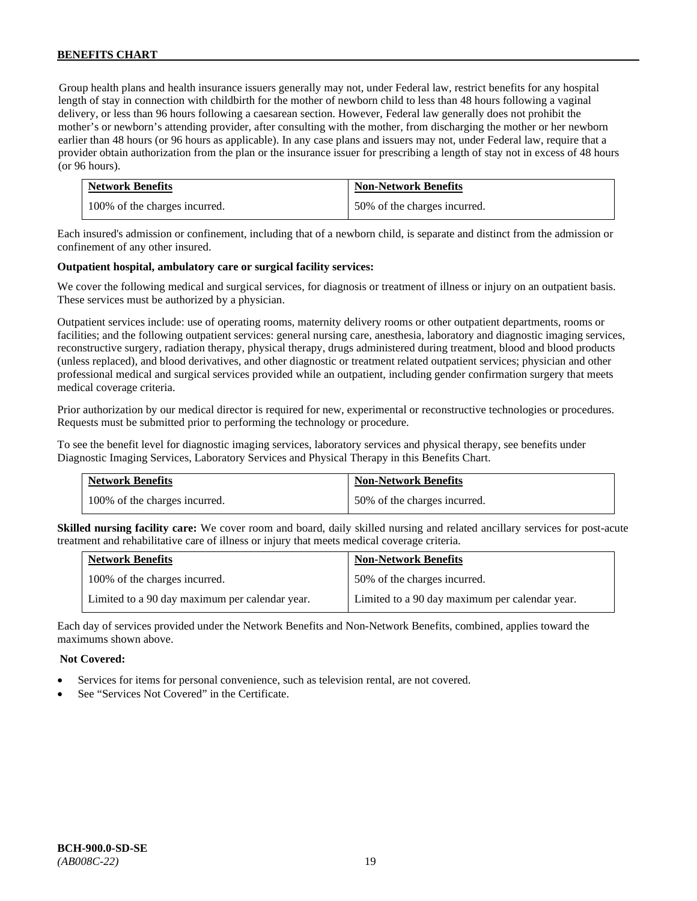Group health plans and health insurance issuers generally may not, under Federal law, restrict benefits for any hospital length of stay in connection with childbirth for the mother of newborn child to less than 48 hours following a vaginal delivery, or less than 96 hours following a caesarean section. However, Federal law generally does not prohibit the mother's or newborn's attending provider, after consulting with the mother, from discharging the mother or her newborn earlier than 48 hours (or 96 hours as applicable). In any case plans and issuers may not, under Federal law, require that a provider obtain authorization from the plan or the insurance issuer for prescribing a length of stay not in excess of 48 hours (or 96 hours).

| Network Benefits | Non-Network Benefits |
|---|---|
| 100% of the charges incurred. | 50% of the charges incurred. |

Each insured's admission or confinement, including that of a newborn child, is separate and distinct from the admission or confinement of any other insured.

**Outpatient hospital, ambulatory care or surgical facility services:**

We cover the following medical and surgical services, for diagnosis or treatment of illness or injury on an outpatient basis. These services must be authorized by a physician.

Outpatient services include: use of operating rooms, maternity delivery rooms or other outpatient departments, rooms or facilities; and the following outpatient services: general nursing care, anesthesia, laboratory and diagnostic imaging services, reconstructive surgery, radiation therapy, physical therapy, drugs administered during treatment, blood and blood products (unless replaced), and blood derivatives, and other diagnostic or treatment related outpatient services; physician and other professional medical and surgical services provided while an outpatient, including gender confirmation surgery that meets medical coverage criteria.

Prior authorization by our medical director is required for new, experimental or reconstructive technologies or procedures. Requests must be submitted prior to performing the technology or procedure.

To see the benefit level for diagnostic imaging services, laboratory services and physical therapy, see benefits under Diagnostic Imaging Services, Laboratory Services and Physical Therapy in this Benefits Chart.

| Network Benefits | Non-Network Benefits |
|---|---|
| 100% of the charges incurred. | 50% of the charges incurred. |

**Skilled nursing facility care:** We cover room and board, daily skilled nursing and related ancillary services for post-acute treatment and rehabilitative care of illness or injury that meets medical coverage criteria.

| Network Benefits | Non-Network Benefits |
|---|---|
| 100% of the charges incurred. | 50% of the charges incurred. |
| Limited to a 90 day maximum per calendar year. | Limited to a 90 day maximum per calendar year. |

Each day of services provided under the Network Benefits and Non-Network Benefits, combined, applies toward the maximums shown above.

**Not Covered:**

- Services for items for personal convenience, such as television rental, are not covered.
- See "Services Not Covered" in the Certificate.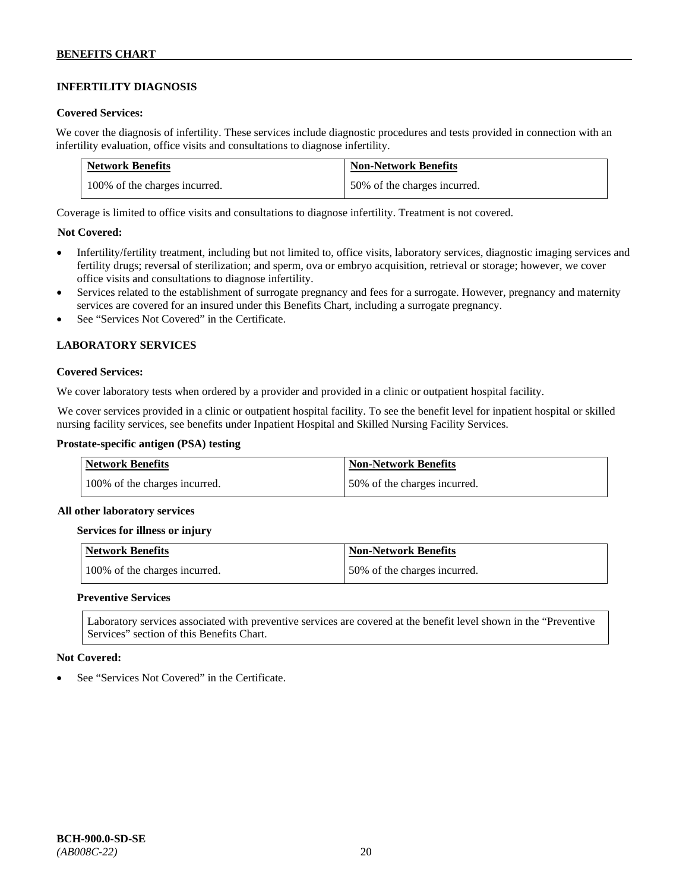## INFERTILITY DIAGNOSIS

**Covered Services:**

We cover the diagnosis of infertility. These services include diagnostic procedures and tests provided in connection with an infertility evaluation, office visits and consultations to diagnose infertility.

| Network Benefits | Non-Network Benefits |
|---|---|
| 100% of the charges incurred. | 50% of the charges incurred. |

Coverage is limited to office visits and consultations to diagnose infertility. Treatment is not covered.

**Not Covered:**

- Infertility/fertility treatment, including but not limited to, office visits, laboratory services, diagnostic imaging services and fertility drugs; reversal of sterilization; and sperm, ova or embryo acquisition, retrieval or storage; however, we cover office visits and consultations to diagnose infertility.
- Services related to the establishment of surrogate pregnancy and fees for a surrogate. However, pregnancy and maternity services are covered for an insured under this Benefits Chart, including a surrogate pregnancy.
- See "Services Not Covered" in the Certificate.

## LABORATORY SERVICES

**Covered Services:**

We cover laboratory tests when ordered by a provider and provided in a clinic or outpatient hospital facility.

We cover services provided in a clinic or outpatient hospital facility. To see the benefit level for inpatient hospital or skilled nursing facility services, see benefits under Inpatient Hospital and Skilled Nursing Facility Services.

**Prostate-specific antigen (PSA) testing**

| Network Benefits | Non-Network Benefits |
|---|---|
| 100% of the charges incurred. | 50% of the charges incurred. |

**All other laboratory services**

**Services for illness or injury**

| Network Benefits | Non-Network Benefits |
|---|---|
| 100% of the charges incurred. | 50% of the charges incurred. |

**Preventive Services**

Laboratory services associated with preventive services are covered at the benefit level shown in the "Preventive Services" section of this Benefits Chart.

**Not Covered:**

- See "Services Not Covered" in the Certificate.

**BCH-900.0-SD-SE**
*(AB008C-22)*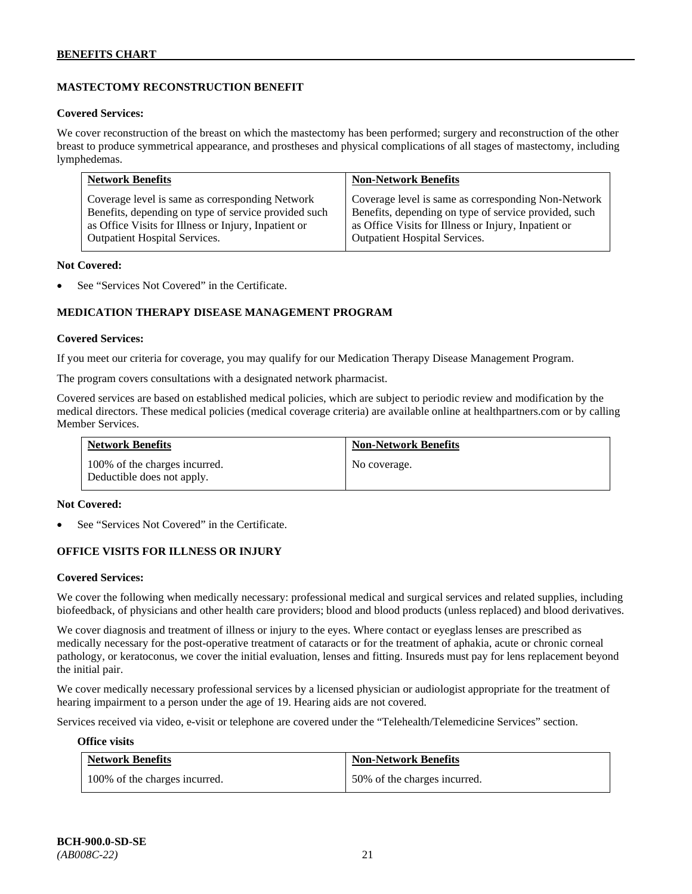## MASTECTOMY RECONSTRUCTION BENEFIT

**Covered Services:**

We cover reconstruction of the breast on which the mastectomy has been performed; surgery and reconstruction of the other breast to produce symmetrical appearance, and prostheses and physical complications of all stages of mastectomy, including lymphedemas.

| Network Benefits | Non-Network Benefits |
|---|---|
| Coverage level is same as corresponding Network Benefits, depending on type of service provided such as Office Visits for Illness or Injury, Inpatient or Outpatient Hospital Services. | Coverage level is same as corresponding Non-Network Benefits, depending on type of service provided, such as Office Visits for Illness or Injury, Inpatient or Outpatient Hospital Services. |

**Not Covered:**

- See "Services Not Covered" in the Certificate.

## MEDICATION THERAPY DISEASE MANAGEMENT PROGRAM

**Covered Services:**

If you meet our criteria for coverage, you may qualify for our Medication Therapy Disease Management Program.

The program covers consultations with a designated network pharmacist.

Covered services are based on established medical policies, which are subject to periodic review and modification by the medical directors. These medical policies (medical coverage criteria) are available online at healthpartners.com or by calling Member Services.

| Network Benefits | Non-Network Benefits |
|---|---|
| 100% of the charges incurred. Deductible does not apply. | No coverage. |

**Not Covered:**

- See "Services Not Covered" in the Certificate.

## OFFICE VISITS FOR ILLNESS OR INJURY

**Covered Services:**

We cover the following when medically necessary: professional medical and surgical services and related supplies, including biofeedback, of physicians and other health care providers; blood and blood products (unless replaced) and blood derivatives.

We cover diagnosis and treatment of illness or injury to the eyes. Where contact or eyeglass lenses are prescribed as medically necessary for the post-operative treatment of cataracts or for the treatment of aphakia, acute or chronic corneal pathology, or keratoconus, we cover the initial evaluation, lenses and fitting. Insureds must pay for lens replacement beyond the initial pair.

We cover medically necessary professional services by a licensed physician or audiologist appropriate for the treatment of hearing impairment to a person under the age of 19. Hearing aids are not covered.

Services received via video, e-visit or telephone are covered under the "Telehealth/Telemedicine Services" section.

**Office visits**

| Network Benefits | Non-Network Benefits |
|---|---|
| 100% of the charges incurred. | 50% of the charges incurred. |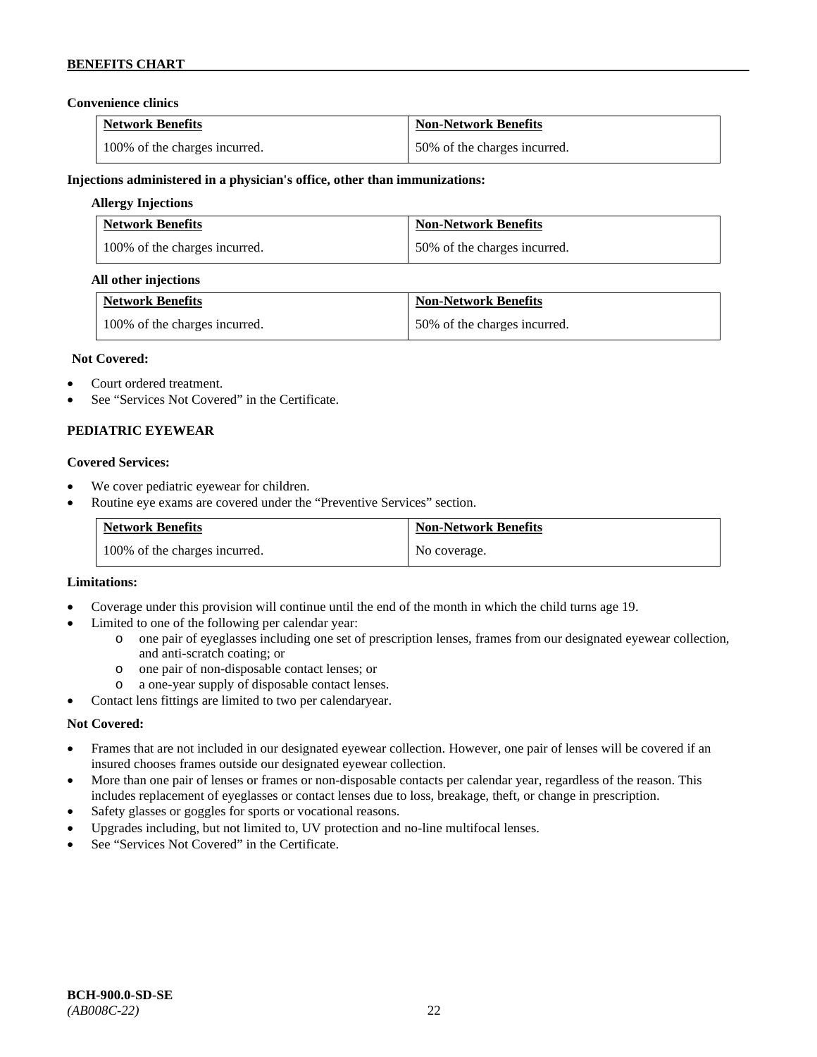**Convenience clinics**

| Network Benefits | Non-Network Benefits |
|---|---|
| 100% of the charges incurred. | 50% of the charges incurred. |

**Injections administered in a physician's office, other than immunizations:**

**Allergy Injections**

| Network Benefits | Non-Network Benefits |
|---|---|
| 100% of the charges incurred. | 50% of the charges incurred. |

**All other injections**

| Network Benefits | Non-Network Benefits |
|---|---|
| 100% of the charges incurred. | 50% of the charges incurred. |

**Not Covered:**

- Court ordered treatment.
- See "Services Not Covered" in the Certificate.

**PEDIATRIC EYEWEAR**

**Covered Services:**

- We cover pediatric eyewear for children.
- Routine eye exams are covered under the "Preventive Services" section.

| Network Benefits | Non-Network Benefits |
|---|---|
| 100% of the charges incurred. | No coverage. |

**Limitations:**

- Coverage under this provision will continue until the end of the month in which the child turns age 19.
- Limited to one of the following per calendar year:
    - one pair of eyeglasses including one set of prescription lenses, frames from our designated eyewear collection, and anti-scratch coating; or
    - one pair of non-disposable contact lenses; or
    - a one-year supply of disposable contact lenses.
- Contact lens fittings are limited to two per calendaryear.

**Not Covered:**

- Frames that are not included in our designated eyewear collection. However, one pair of lenses will be covered if an insured chooses frames outside our designated eyewear collection.
- More than one pair of lenses or frames or non-disposable contacts per calendar year, regardless of the reason. This includes replacement of eyeglasses or contact lenses due to loss, breakage, theft, or change in prescription.
- Safety glasses or goggles for sports or vocational reasons.
- Upgrades including, but not limited to, UV protection and no-line multifocal lenses.
- See "Services Not Covered" in the Certificate.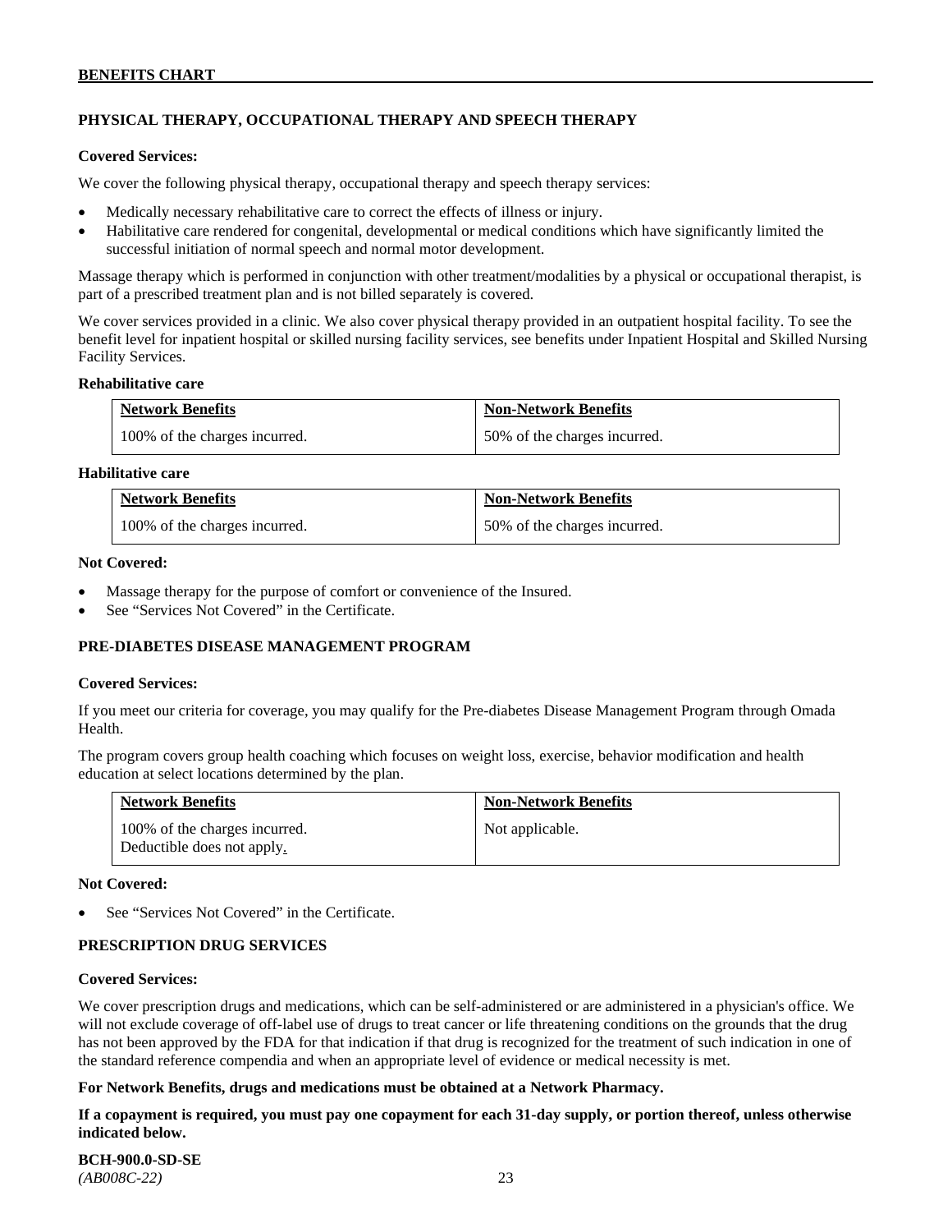## PHYSICAL THERAPY, OCCUPATIONAL THERAPY AND SPEECH THERAPY

**Covered Services:**

We cover the following physical therapy, occupational therapy and speech therapy services:

- Medically necessary rehabilitative care to correct the effects of illness or injury.
- Habilitative care rendered for congenital, developmental or medical conditions which have significantly limited the successful initiation of normal speech and normal motor development.

Massage therapy which is performed in conjunction with other treatment/modalities by a physical or occupational therapist, is part of a prescribed treatment plan and is not billed separately is covered.

We cover services provided in a clinic. We also cover physical therapy provided in an outpatient hospital facility. To see the benefit level for inpatient hospital or skilled nursing facility services, see benefits under Inpatient Hospital and Skilled Nursing Facility Services.

**Rehabilitative care**

| Network Benefits | Non-Network Benefits |
|---|---|
| 100% of the charges incurred. | 50% of the charges incurred. |

**Habilitative care**

| Network Benefits | Non-Network Benefits |
|---|---|
| 100% of the charges incurred. | 50% of the charges incurred. |

**Not Covered:**

- Massage therapy for the purpose of comfort or convenience of the Insured.
- See "Services Not Covered" in the Certificate.

## PRE-DIABETES DISEASE MANAGEMENT PROGRAM

**Covered Services:**

If you meet our criteria for coverage, you may qualify for the Pre-diabetes Disease Management Program through Omada Health.

The program covers group health coaching which focuses on weight loss, exercise, behavior modification and health education at select locations determined by the plan.

| Network Benefits | Non-Network Benefits |
|---|---|
| 100% of the charges incurred. Deductible does not apply. | Not applicable. |

**Not Covered:**

- See "Services Not Covered" in the Certificate.

## PRESCRIPTION DRUG SERVICES

**Covered Services:**

We cover prescription drugs and medications, which can be self-administered or are administered in a physician's office. We will not exclude coverage of off-label use of drugs to treat cancer or life threatening conditions on the grounds that the drug has not been approved by the FDA for that indication if that drug is recognized for the treatment of such indication in one of the standard reference compendia and when an appropriate level of evidence or medical necessity is met.

**For Network Benefits, drugs and medications must be obtained at a Network Pharmacy.**

**If a copayment is required, you must pay one copayment for each 31-day supply, or portion thereof, unless otherwise indicated below.**

**BCH-900.0-SD-SE**
*(AB008C-22)*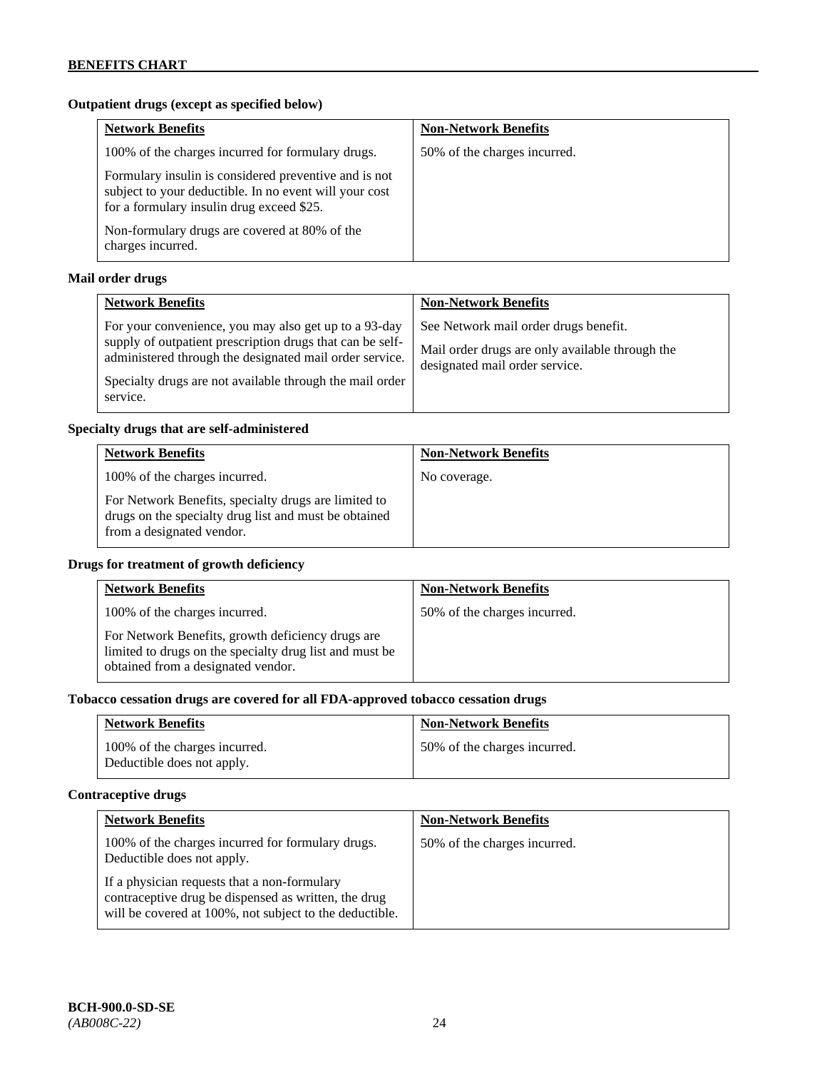**Outpatient drugs (except as specified below)**

| Network Benefits | Non-Network Benefits |
|---|---|
| 100% of the charges incurred for formulary drugs.<br><br>Formulary insulin is considered preventive and is not subject to your deductible. In no event will your cost for a formulary insulin drug exceed $25.<br><br>Non-formulary drugs are covered at 80% of the charges incurred. | 50% of the charges incurred. |

**Mail order drugs**

| Network Benefits | Non-Network Benefits |
|---|---|
| For your convenience, you may also get up to a 93-day supply of outpatient prescription drugs that can be self-administered through the designated mail order service.<br><br>Specialty drugs are not available through the mail order service. | See Network mail order drugs benefit.<br><br>Mail order drugs are only available through the designated mail order service. |

**Specialty drugs that are self-administered**

| Network Benefits | Non-Network Benefits |
|---|---|
| 100% of the charges incurred.<br><br>For Network Benefits, specialty drugs are limited to drugs on the specialty drug list and must be obtained from a designated vendor. | No coverage. |

**Drugs for treatment of growth deficiency**

| Network Benefits | Non-Network Benefits |
|---|---|
| 100% of the charges incurred.<br><br>For Network Benefits, growth deficiency drugs are limited to drugs on the specialty drug list and must be obtained from a designated vendor. | 50% of the charges incurred. |

**Tobacco cessation drugs are covered for all FDA-approved tobacco cessation drugs**

| Network Benefits | Non-Network Benefits |
|---|---|
| 100% of the charges incurred.<br>Deductible does not apply. | 50% of the charges incurred. |

**Contraceptive drugs**

| Network Benefits | Non-Network Benefits |
|---|---|
| 100% of the charges incurred for formulary drugs.<br>Deductible does not apply.<br><br>If a physician requests that a non-formulary contraceptive drug be dispensed as written, the drug will be covered at 100%, not subject to the deductible. | 50% of the charges incurred. |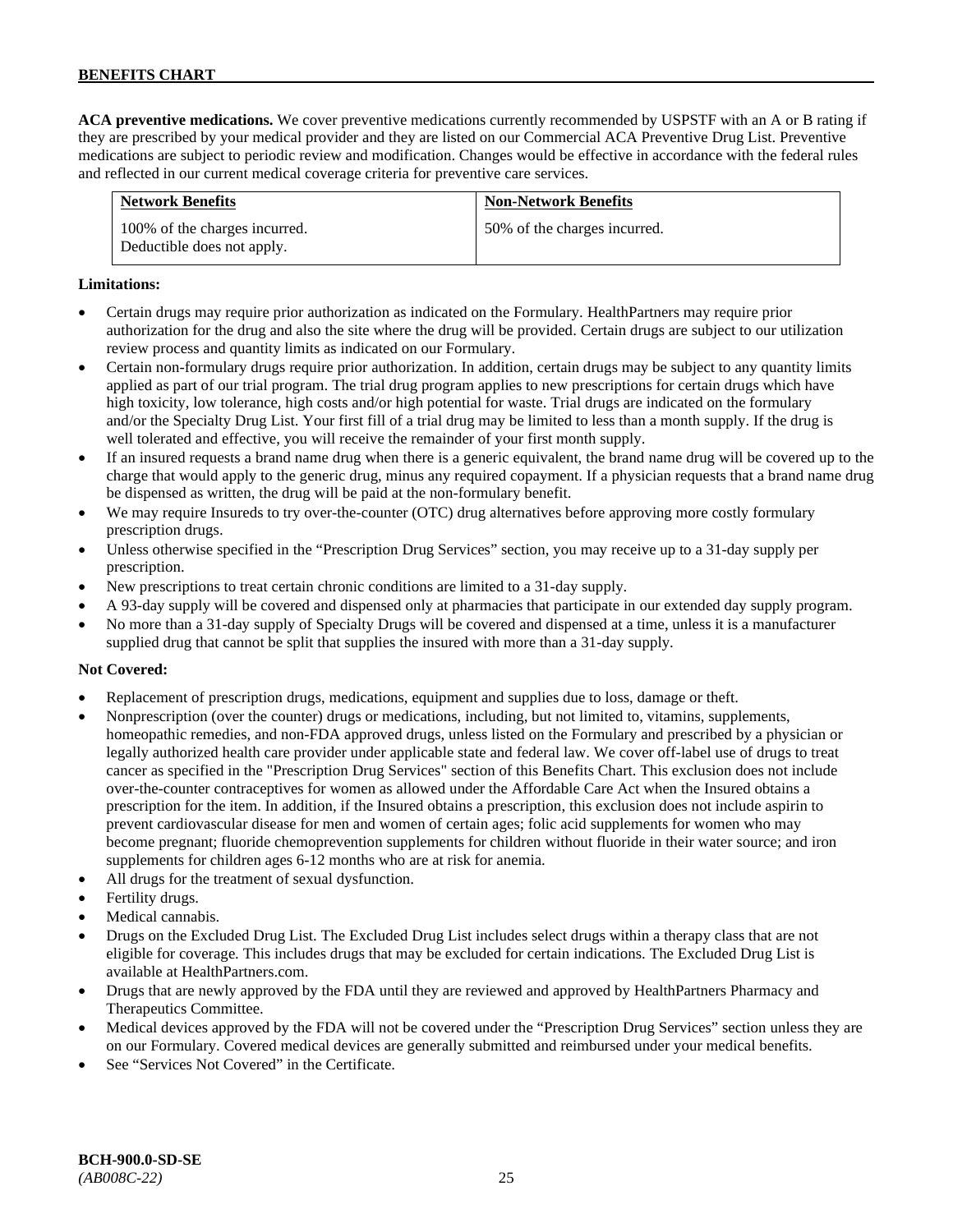**ACA preventive medications.** We cover preventive medications currently recommended by USPSTF with an A or B rating if they are prescribed by your medical provider and they are listed on our Commercial ACA Preventive Drug List. Preventive medications are subject to periodic review and modification. Changes would be effective in accordance with the federal rules and reflected in our current medical coverage criteria for preventive care services.

| Network Benefits | Non-Network Benefits |
|---|---|
| 100% of the charges incurred. Deductible does not apply. | 50% of the charges incurred. |

**Limitations:**

- Certain drugs may require prior authorization as indicated on the Formulary. HealthPartners may require prior authorization for the drug and also the site where the drug will be provided. Certain drugs are subject to our utilization review process and quantity limits as indicated on our Formulary.
- Certain non-formulary drugs require prior authorization. In addition, certain drugs may be subject to any quantity limits applied as part of our trial program. The trial drug program applies to new prescriptions for certain drugs which have high toxicity, low tolerance, high costs and/or high potential for waste. Trial drugs are indicated on the formulary and/or the Specialty Drug List. Your first fill of a trial drug may be limited to less than a month supply. If the drug is well tolerated and effective, you will receive the remainder of your first month supply.
- If an insured requests a brand name drug when there is a generic equivalent, the brand name drug will be covered up to the charge that would apply to the generic drug, minus any required copayment. If a physician requests that a brand name drug be dispensed as written, the drug will be paid at the non-formulary benefit.
- We may require Insureds to try over-the-counter (OTC) drug alternatives before approving more costly formulary prescription drugs.
- Unless otherwise specified in the "Prescription Drug Services" section, you may receive up to a 31-day supply per prescription.
- New prescriptions to treat certain chronic conditions are limited to a 31-day supply.
- A 93-day supply will be covered and dispensed only at pharmacies that participate in our extended day supply program.
- No more than a 31-day supply of Specialty Drugs will be covered and dispensed at a time, unless it is a manufacturer supplied drug that cannot be split that supplies the insured with more than a 31-day supply.

**Not Covered:**

- Replacement of prescription drugs, medications, equipment and supplies due to loss, damage or theft.
- Nonprescription (over the counter) drugs or medications, including, but not limited to, vitamins, supplements, homeopathic remedies, and non-FDA approved drugs, unless listed on the Formulary and prescribed by a physician or legally authorized health care provider under applicable state and federal law. We cover off-label use of drugs to treat cancer as specified in the "Prescription Drug Services" section of this Benefits Chart. This exclusion does not include over-the-counter contraceptives for women as allowed under the Affordable Care Act when the Insured obtains a prescription for the item. In addition, if the Insured obtains a prescription, this exclusion does not include aspirin to prevent cardiovascular disease for men and women of certain ages; folic acid supplements for women who may become pregnant; fluoride chemoprevention supplements for children without fluoride in their water source; and iron supplements for children ages 6-12 months who are at risk for anemia.
- All drugs for the treatment of sexual dysfunction.
- Fertility drugs.
- Medical cannabis.
- Drugs on the Excluded Drug List. The Excluded Drug List includes select drugs within a therapy class that are not eligible for coverage. This includes drugs that may be excluded for certain indications. The Excluded Drug List is available at HealthPartners.com.
- Drugs that are newly approved by the FDA until they are reviewed and approved by HealthPartners Pharmacy and Therapeutics Committee.
- Medical devices approved by the FDA will not be covered under the "Prescription Drug Services" section unless they are on our Formulary. Covered medical devices are generally submitted and reimbursed under your medical benefits.
- See "Services Not Covered" in the Certificate.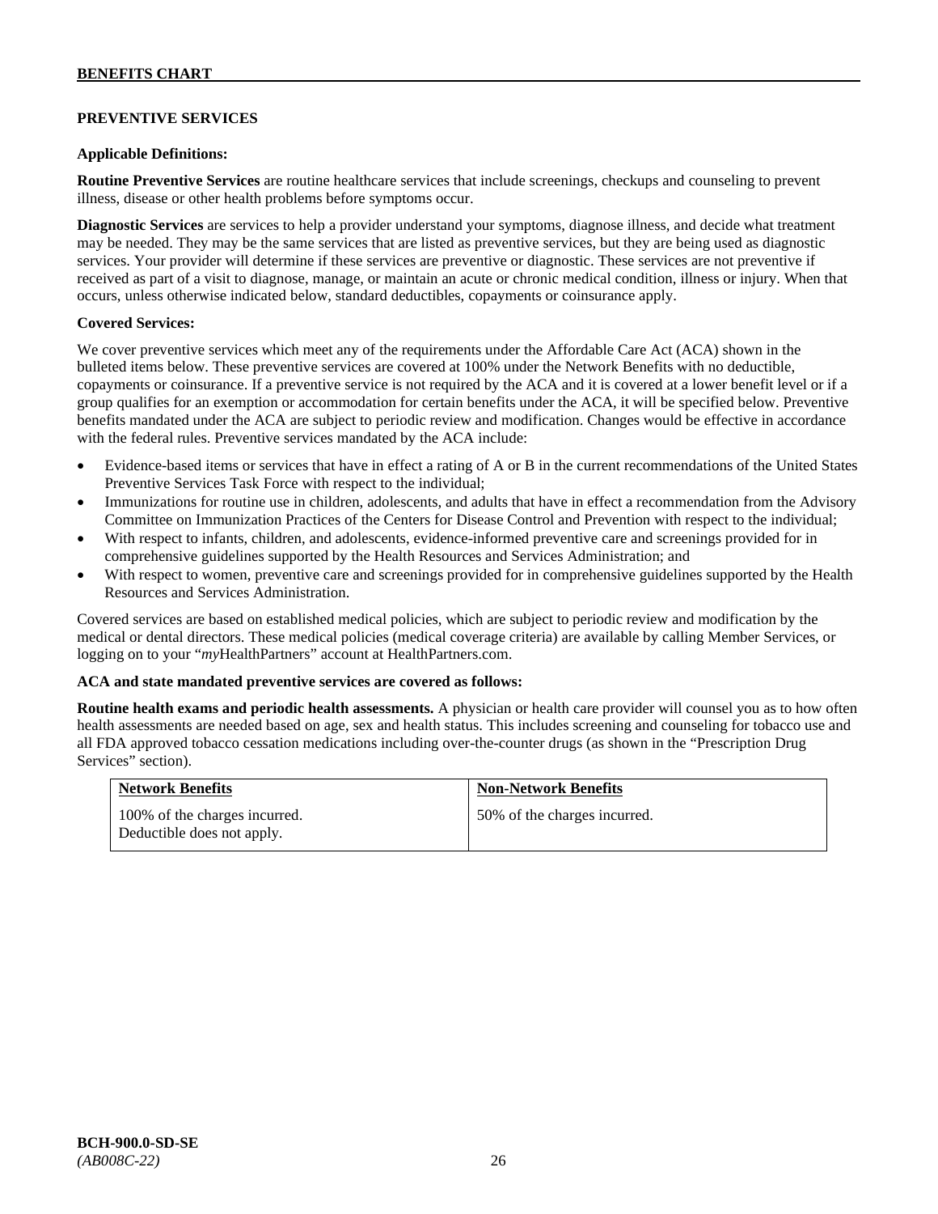## PREVENTIVE SERVICES

**Applicable Definitions:**

**Routine Preventive Services** are routine healthcare services that include screenings, checkups and counseling to prevent illness, disease or other health problems before symptoms occur.

**Diagnostic Services** are services to help a provider understand your symptoms, diagnose illness, and decide what treatment may be needed. They may be the same services that are listed as preventive services, but they are being used as diagnostic services. Your provider will determine if these services are preventive or diagnostic. These services are not preventive if received as part of a visit to diagnose, manage, or maintain an acute or chronic medical condition, illness or injury. When that occurs, unless otherwise indicated below, standard deductibles, copayments or coinsurance apply.

**Covered Services:**

We cover preventive services which meet any of the requirements under the Affordable Care Act (ACA) shown in the bulleted items below. These preventive services are covered at 100% under the Network Benefits with no deductible, copayments or coinsurance. If a preventive service is not required by the ACA and it is covered at a lower benefit level or if a group qualifies for an exemption or accommodation for certain benefits under the ACA, it will be specified below. Preventive benefits mandated under the ACA are subject to periodic review and modification. Changes would be effective in accordance with the federal rules. Preventive services mandated by the ACA include:

- Evidence-based items or services that have in effect a rating of A or B in the current recommendations of the United States Preventive Services Task Force with respect to the individual;
- Immunizations for routine use in children, adolescents, and adults that have in effect a recommendation from the Advisory Committee on Immunization Practices of the Centers for Disease Control and Prevention with respect to the individual;
- With respect to infants, children, and adolescents, evidence-informed preventive care and screenings provided for in comprehensive guidelines supported by the Health Resources and Services Administration; and
- With respect to women, preventive care and screenings provided for in comprehensive guidelines supported by the Health Resources and Services Administration.

Covered services are based on established medical policies, which are subject to periodic review and modification by the medical or dental directors. These medical policies (medical coverage criteria) are available by calling Member Services, or logging on to your "*my*HealthPartners" account at HealthPartners.com.

**ACA and state mandated preventive services are covered as follows:**

**Routine health exams and periodic health assessments.** A physician or health care provider will counsel you as to how often health assessments are needed based on age, sex and health status. This includes screening and counseling for tobacco use and all FDA approved tobacco cessation medications including over-the-counter drugs (as shown in the "Prescription Drug Services" section).

| Network Benefits | Non-Network Benefits |
| --- | --- |
| 100% of the charges incurred. Deductible does not apply. | 50% of the charges incurred. |

BCH-900.0-SD-SE
*(AB008C-22)*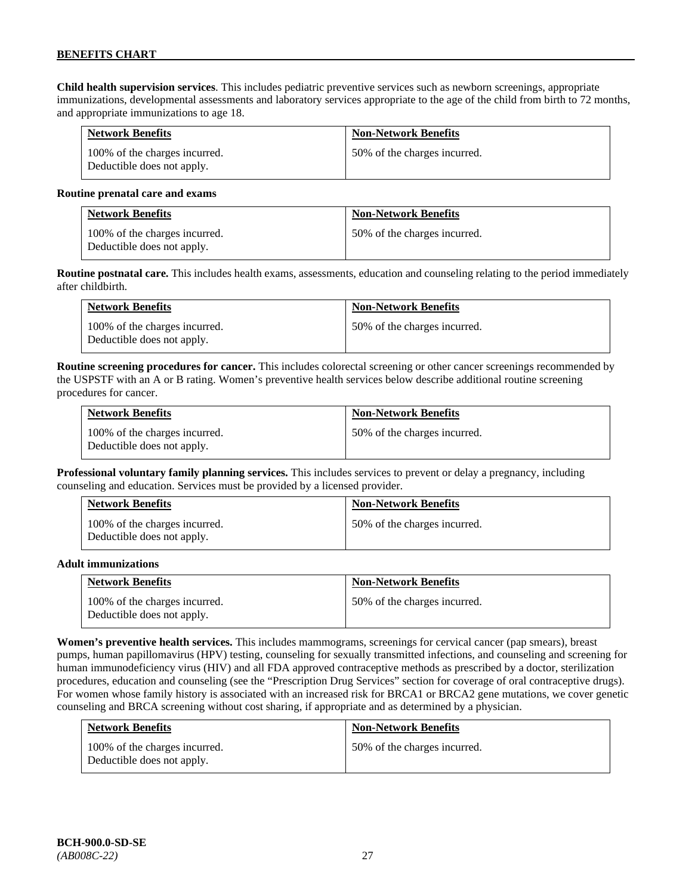**Child health supervision services**. This includes pediatric preventive services such as newborn screenings, appropriate immunizations, developmental assessments and laboratory services appropriate to the age of the child from birth to 72 months, and appropriate immunizations to age 18.

| Network Benefits | Non-Network Benefits |
|---|---|
| 100% of the charges incurred. Deductible does not apply. | 50% of the charges incurred. |

**Routine prenatal care and exams**

| Network Benefits | Non-Network Benefits |
|---|---|
| 100% of the charges incurred. Deductible does not apply. | 50% of the charges incurred. |

**Routine postnatal care.** This includes health exams, assessments, education and counseling relating to the period immediately after childbirth.

| Network Benefits | Non-Network Benefits |
|---|---|
| 100% of the charges incurred. Deductible does not apply. | 50% of the charges incurred. |

**Routine screening procedures for cancer.** This includes colorectal screening or other cancer screenings recommended by the USPSTF with an A or B rating. Women's preventive health services below describe additional routine screening procedures for cancer.

| Network Benefits | Non-Network Benefits |
|---|---|
| 100% of the charges incurred. Deductible does not apply. | 50% of the charges incurred. |

**Professional voluntary family planning services.** This includes services to prevent or delay a pregnancy, including counseling and education. Services must be provided by a licensed provider.

| Network Benefits | Non-Network Benefits |
|---|---|
| 100% of the charges incurred. Deductible does not apply. | 50% of the charges incurred. |

**Adult immunizations**

| Network Benefits | Non-Network Benefits |
|---|---|
| 100% of the charges incurred. Deductible does not apply. | 50% of the charges incurred. |

**Women's preventive health services.** This includes mammograms, screenings for cervical cancer (pap smears), breast pumps, human papillomavirus (HPV) testing, counseling for sexually transmitted infections, and counseling and screening for human immunodeficiency virus (HIV) and all FDA approved contraceptive methods as prescribed by a doctor, sterilization procedures, education and counseling (see the "Prescription Drug Services" section for coverage of oral contraceptive drugs). For women whose family history is associated with an increased risk for BRCA1 or BRCA2 gene mutations, we cover genetic counseling and BRCA screening without cost sharing, if appropriate and as determined by a physician.

| Network Benefits | Non-Network Benefits |
|---|---|
| 100% of the charges incurred. Deductible does not apply. | 50% of the charges incurred. |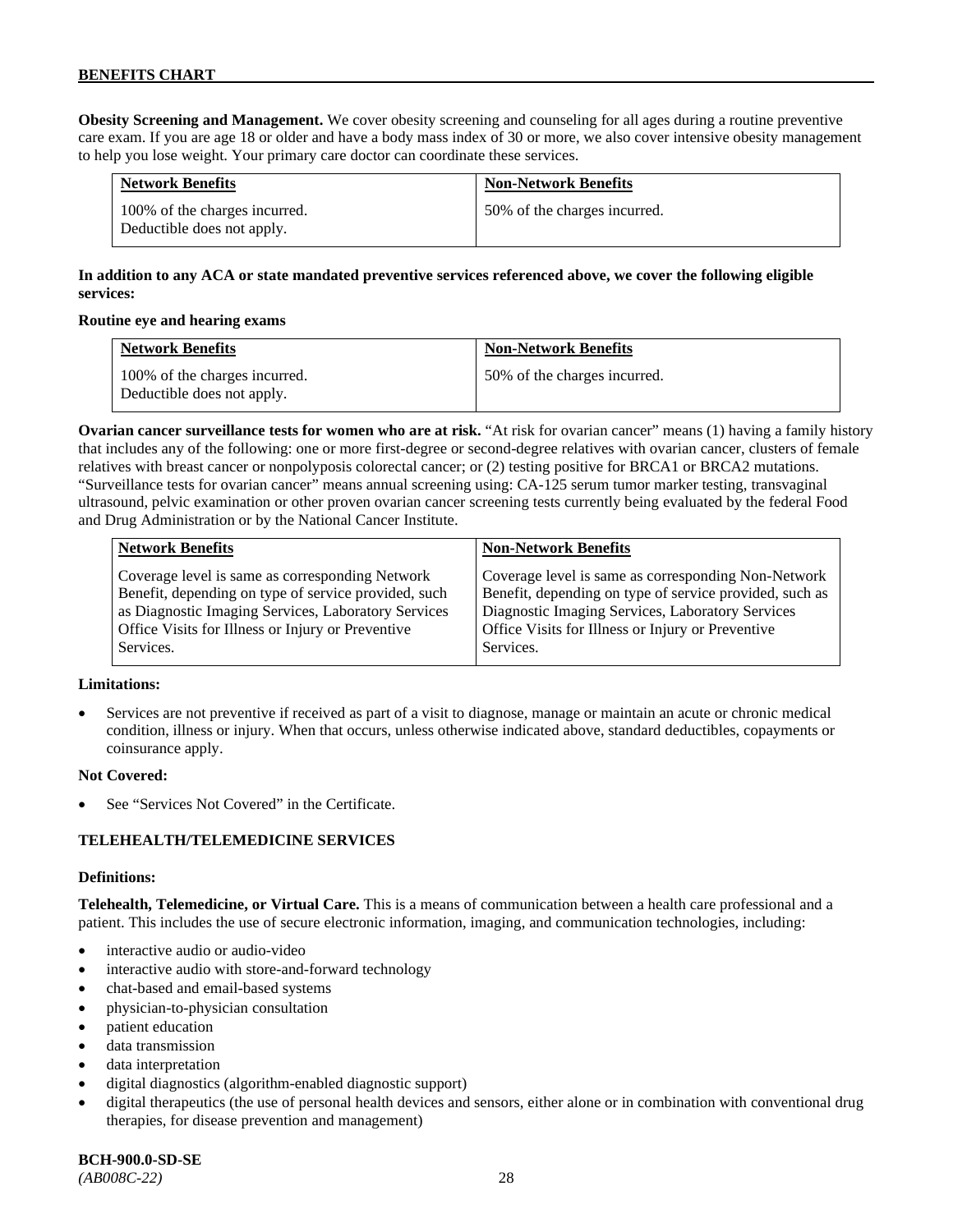**Obesity Screening and Management.** We cover obesity screening and counseling for all ages during a routine preventive care exam. If you are age 18 or older and have a body mass index of 30 or more, we also cover intensive obesity management to help you lose weight. Your primary care doctor can coordinate these services.

| Network Benefits | Non-Network Benefits |
|---|---|
| 100% of the charges incurred. Deductible does not apply. | 50% of the charges incurred. |

**In addition to any ACA or state mandated preventive services referenced above, we cover the following eligible services:**

**Routine eye and hearing exams**

| Network Benefits | Non-Network Benefits |
|---|---|
| 100% of the charges incurred. Deductible does not apply. | 50% of the charges incurred. |

**Ovarian cancer surveillance tests for women who are at risk.** "At risk for ovarian cancer" means (1) having a family history that includes any of the following: one or more first-degree or second-degree relatives with ovarian cancer, clusters of female relatives with breast cancer or nonpolyposis colorectal cancer; or (2) testing positive for BRCA1 or BRCA2 mutations. "Surveillance tests for ovarian cancer" means annual screening using: CA-125 serum tumor marker testing, transvaginal ultrasound, pelvic examination or other proven ovarian cancer screening tests currently being evaluated by the federal Food and Drug Administration or by the National Cancer Institute.

| Network Benefits | Non-Network Benefits |
|---|---|
| Coverage level is same as corresponding Network Benefit, depending on type of service provided, such as Diagnostic Imaging Services, Laboratory Services Office Visits for Illness or Injury or Preventive Services. | Coverage level is same as corresponding Non-Network Benefit, depending on type of service provided, such as Diagnostic Imaging Services, Laboratory Services Office Visits for Illness or Injury or Preventive Services. |

**Limitations:**

- Services are not preventive if received as part of a visit to diagnose, manage or maintain an acute or chronic medical condition, illness or injury. When that occurs, unless otherwise indicated above, standard deductibles, copayments or coinsurance apply.

**Not Covered:**

- See "Services Not Covered" in the Certificate.

## TELEHEALTH/TELEMEDICINE SERVICES

**Definitions:**

**Telehealth, Telemedicine, or Virtual Care.** This is a means of communication between a health care professional and a patient. This includes the use of secure electronic information, imaging, and communication technologies, including:

- interactive audio or audio-video
- interactive audio with store-and-forward technology
- chat-based and email-based systems
- physician-to-physician consultation
- patient education
- data transmission
- data interpretation
- digital diagnostics (algorithm-enabled diagnostic support)
- digital therapeutics (the use of personal health devices and sensors, either alone or in combination with conventional drug therapies, for disease prevention and management)

**BCH-900.0-SD-SE**
*(AB008C-22)*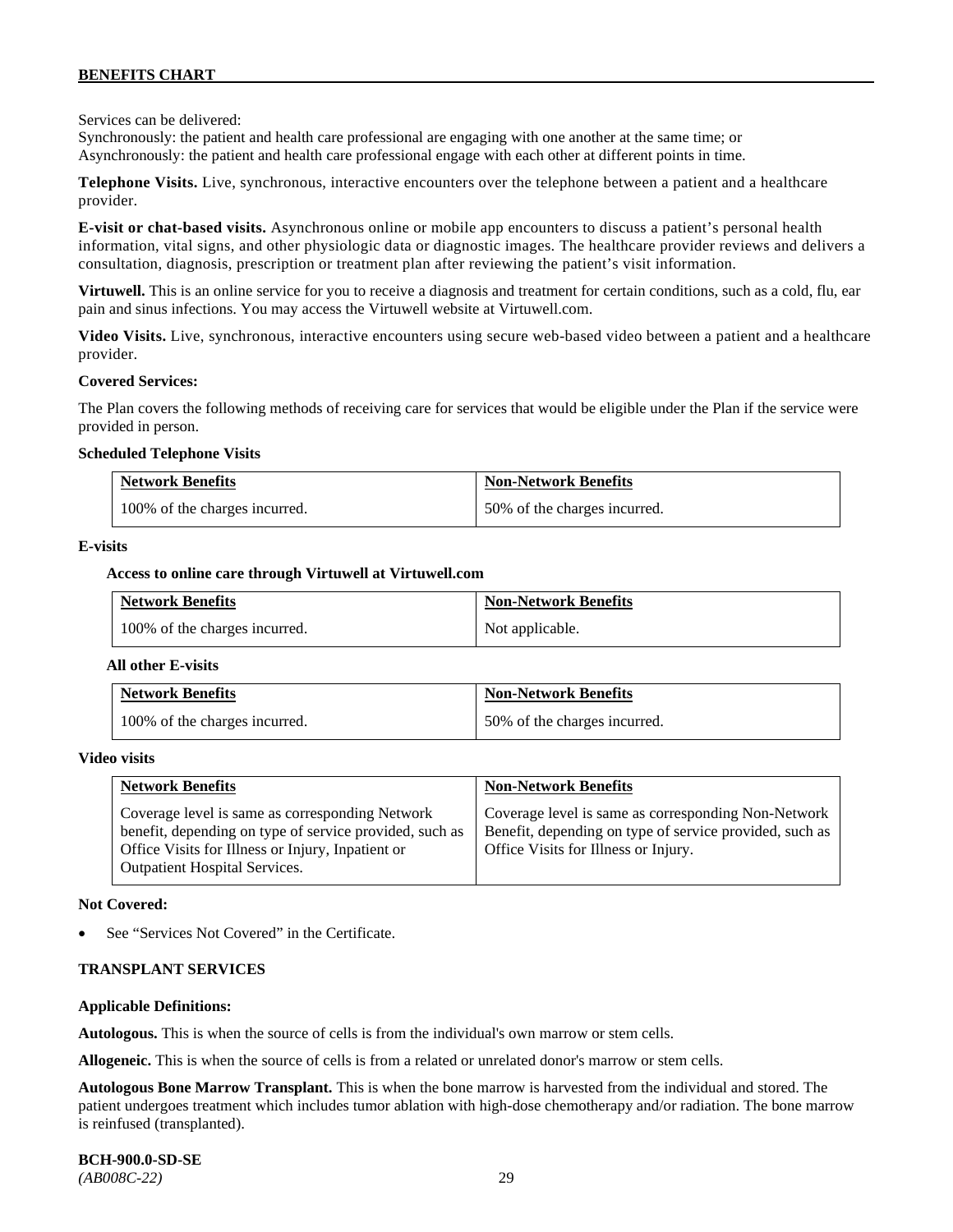Services can be delivered:
Synchronously: the patient and health care professional are engaging with one another at the same time; or
Asynchronously: the patient and health care professional engage with each other at different points in time.

**Telephone Visits.** Live, synchronous, interactive encounters over the telephone between a patient and a healthcare provider.

**E-visit or chat-based visits.** Asynchronous online or mobile app encounters to discuss a patient's personal health information, vital signs, and other physiologic data or diagnostic images. The healthcare provider reviews and delivers a consultation, diagnosis, prescription or treatment plan after reviewing the patient's visit information.

**Virtuwell.** This is an online service for you to receive a diagnosis and treatment for certain conditions, such as a cold, flu, ear pain and sinus infections. You may access the Virtuwell website at Virtuwell.com.

**Video Visits.** Live, synchronous, interactive encounters using secure web-based video between a patient and a healthcare provider.

**Covered Services:**

The Plan covers the following methods of receiving care for services that would be eligible under the Plan if the service were provided in person.

**Scheduled Telephone Visits**

| Network Benefits | Non-Network Benefits |
|---|---|
| 100% of the charges incurred. | 50% of the charges incurred. |

**E-visits**

**Access to online care through Virtuwell at Virtuwell.com**

| Network Benefits | Non-Network Benefits |
|---|---|
| 100% of the charges incurred. | Not applicable. |

**All other E-visits**

| Network Benefits | Non-Network Benefits |
|---|---|
| 100% of the charges incurred. | 50% of the charges incurred. |

**Video visits**

| Network Benefits | Non-Network Benefits |
|---|---|
| Coverage level is same as corresponding Network benefit, depending on type of service provided, such as Office Visits for Illness or Injury, Inpatient or Outpatient Hospital Services. | Coverage level is same as corresponding Non-Network Benefit, depending on type of service provided, such as Office Visits for Illness or Injury. |

**Not Covered:**

- See "Services Not Covered" in the Certificate.

**TRANSPLANT SERVICES**

**Applicable Definitions:**

**Autologous.** This is when the source of cells is from the individual's own marrow or stem cells.

**Allogeneic.** This is when the source of cells is from a related or unrelated donor's marrow or stem cells.

**Autologous Bone Marrow Transplant.** This is when the bone marrow is harvested from the individual and stored. The patient undergoes treatment which includes tumor ablation with high-dose chemotherapy and/or radiation. The bone marrow is reinfused (transplanted).

**BCH-900.0-SD-SE**
*(AB008C-22)*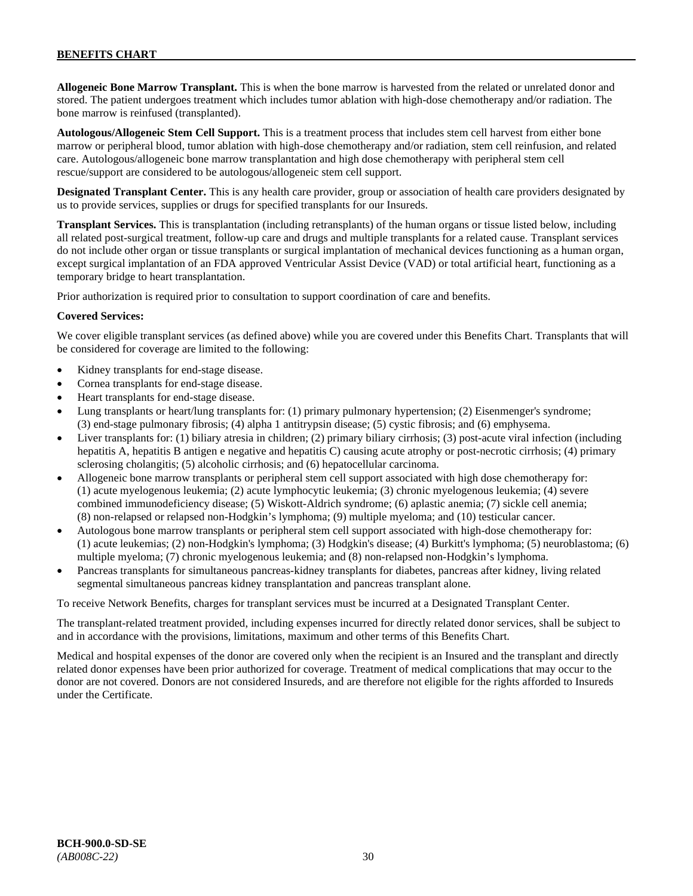**Allogeneic Bone Marrow Transplant.** This is when the bone marrow is harvested from the related or unrelated donor and stored. The patient undergoes treatment which includes tumor ablation with high-dose chemotherapy and/or radiation. The bone marrow is reinfused (transplanted).

**Autologous/Allogeneic Stem Cell Support.** This is a treatment process that includes stem cell harvest from either bone marrow or peripheral blood, tumor ablation with high-dose chemotherapy and/or radiation, stem cell reinfusion, and related care. Autologous/allogeneic bone marrow transplantation and high dose chemotherapy with peripheral stem cell rescue/support are considered to be autologous/allogeneic stem cell support.

**Designated Transplant Center.** This is any health care provider, group or association of health care providers designated by us to provide services, supplies or drugs for specified transplants for our Insureds.

**Transplant Services.** This is transplantation (including retransplants) of the human organs or tissue listed below, including all related post-surgical treatment, follow-up care and drugs and multiple transplants for a related cause. Transplant services do not include other organ or tissue transplants or surgical implantation of mechanical devices functioning as a human organ, except surgical implantation of an FDA approved Ventricular Assist Device (VAD) or total artificial heart, functioning as a temporary bridge to heart transplantation.

Prior authorization is required prior to consultation to support coordination of care and benefits.

**Covered Services:**

We cover eligible transplant services (as defined above) while you are covered under this Benefits Chart. Transplants that will be considered for coverage are limited to the following:

- Kidney transplants for end-stage disease.
- Cornea transplants for end-stage disease.
- Heart transplants for end-stage disease.
- Lung transplants or heart/lung transplants for: (1) primary pulmonary hypertension; (2) Eisenmenger's syndrome; (3) end-stage pulmonary fibrosis; (4) alpha 1 antitrypsin disease; (5) cystic fibrosis; and (6) emphysema.
- Liver transplants for: (1) biliary atresia in children; (2) primary biliary cirrhosis; (3) post-acute viral infection (including hepatitis A, hepatitis B antigen e negative and hepatitis C) causing acute atrophy or post-necrotic cirrhosis; (4) primary sclerosing cholangitis; (5) alcoholic cirrhosis; and (6) hepatocellular carcinoma.
- Allogeneic bone marrow transplants or peripheral stem cell support associated with high dose chemotherapy for: (1) acute myelogenous leukemia; (2) acute lymphocytic leukemia; (3) chronic myelogenous leukemia; (4) severe combined immunodeficiency disease; (5) Wiskott-Aldrich syndrome; (6) aplastic anemia; (7) sickle cell anemia; (8) non-relapsed or relapsed non-Hodgkin's lymphoma; (9) multiple myeloma; and (10) testicular cancer.
- Autologous bone marrow transplants or peripheral stem cell support associated with high-dose chemotherapy for: (1) acute leukemias; (2) non-Hodgkin's lymphoma; (3) Hodgkin's disease; (4) Burkitt's lymphoma; (5) neuroblastoma; (6) multiple myeloma; (7) chronic myelogenous leukemia; and (8) non-relapsed non-Hodgkin's lymphoma.
- Pancreas transplants for simultaneous pancreas-kidney transplants for diabetes, pancreas after kidney, living related segmental simultaneous pancreas kidney transplantation and pancreas transplant alone.

To receive Network Benefits, charges for transplant services must be incurred at a Designated Transplant Center.

The transplant-related treatment provided, including expenses incurred for directly related donor services, shall be subject to and in accordance with the provisions, limitations, maximum and other terms of this Benefits Chart.

Medical and hospital expenses of the donor are covered only when the recipient is an Insured and the transplant and directly related donor expenses have been prior authorized for coverage. Treatment of medical complications that may occur to the donor are not covered. Donors are not considered Insureds, and are therefore not eligible for the rights afforded to Insureds under the Certificate.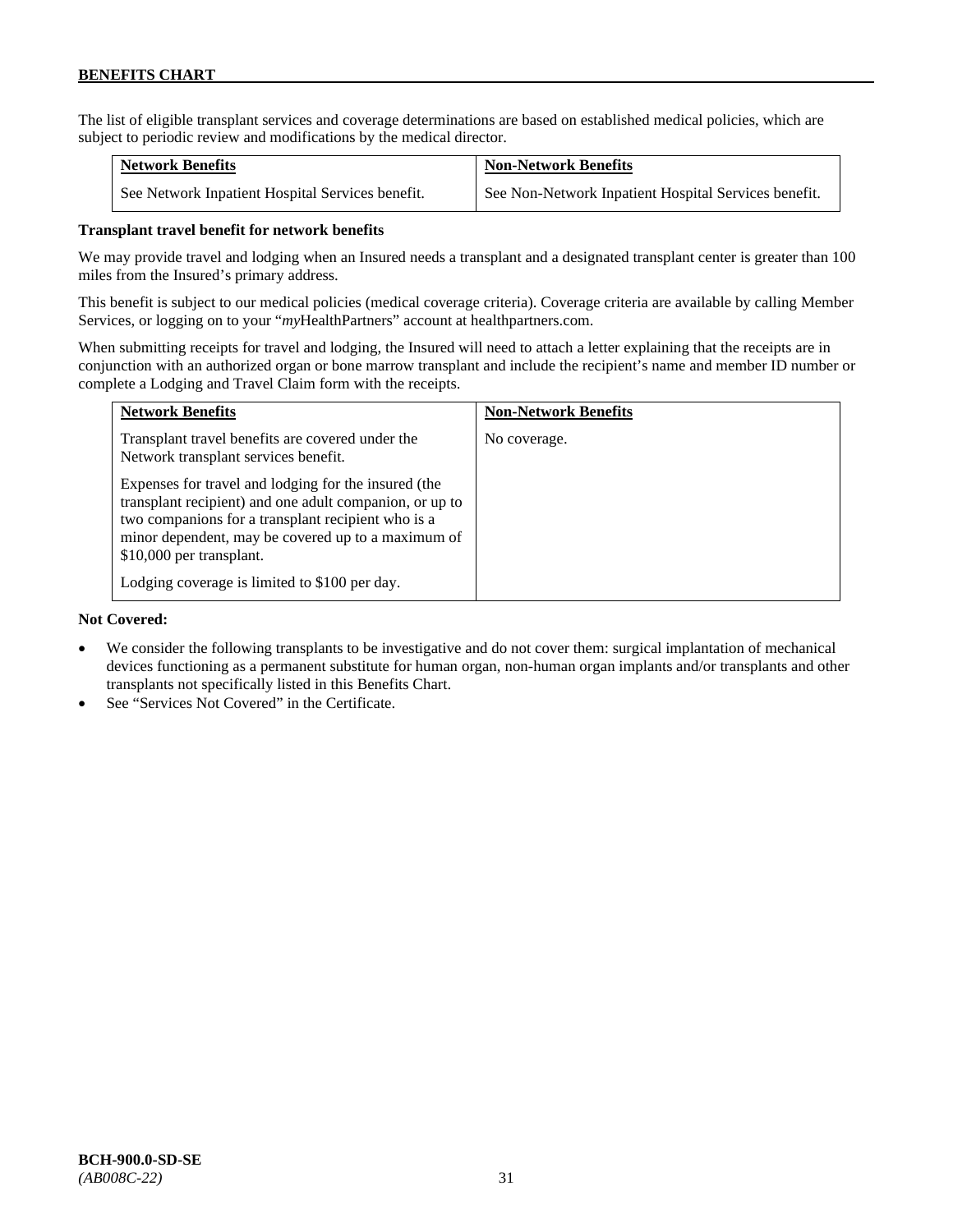The list of eligible transplant services and coverage determinations are based on established medical policies, which are subject to periodic review and modifications by the medical director.

| Network Benefits | Non-Network Benefits |
| --- | --- |
| See Network Inpatient Hospital Services benefit. | See Non-Network Inpatient Hospital Services benefit. |

**Transplant travel benefit for network benefits**

We may provide travel and lodging when an Insured needs a transplant and a designated transplant center is greater than 100 miles from the Insured's primary address.

This benefit is subject to our medical policies (medical coverage criteria). Coverage criteria are available by calling Member Services, or logging on to your "*my*HealthPartners" account at healthpartners.com.

When submitting receipts for travel and lodging, the Insured will need to attach a letter explaining that the receipts are in conjunction with an authorized organ or bone marrow transplant and include the recipient's name and member ID number or complete a Lodging and Travel Claim form with the receipts.

| Network Benefits | Non-Network Benefits |
| --- | --- |
| Transplant travel benefits are covered under the Network transplant services benefit.<br><br>Expenses for travel and lodging for the insured (the transplant recipient) and one adult companion, or up to two companions for a transplant recipient who is a minor dependent, may be covered up to a maximum of $10,000 per transplant.<br><br>Lodging coverage is limited to $100 per day. | No coverage. |

**Not Covered:**

- We consider the following transplants to be investigative and do not cover them: surgical implantation of mechanical devices functioning as a permanent substitute for human organ, non-human organ implants and/or transplants and other transplants not specifically listed in this Benefits Chart.
- See "Services Not Covered" in the Certificate.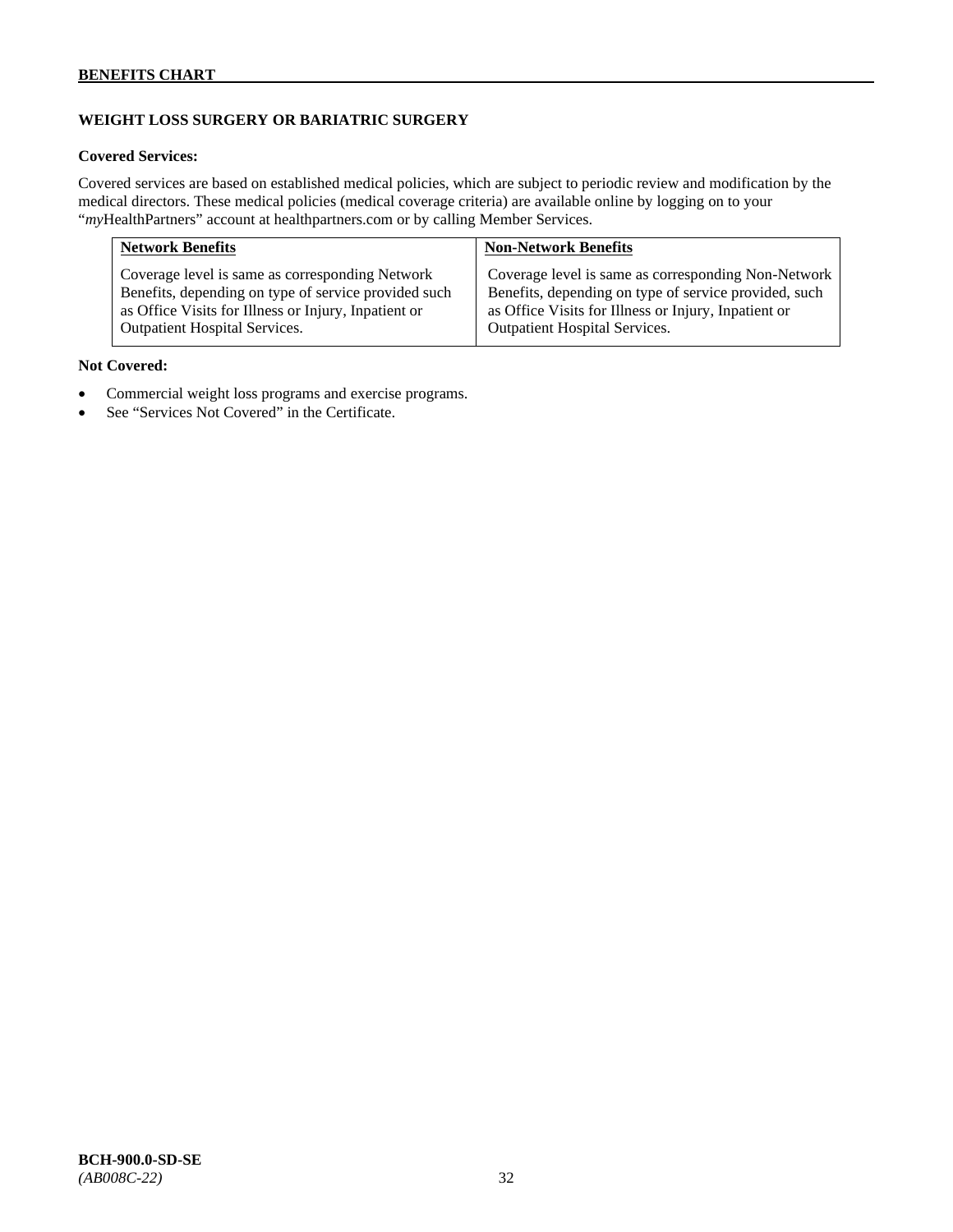## WEIGHT LOSS SURGERY OR BARIATRIC SURGERY

**Covered Services:**

Covered services are based on established medical policies, which are subject to periodic review and modification by the medical directors. These medical policies (medical coverage criteria) are available online by logging on to your "*my*HealthPartners" account at healthpartners.com or by calling Member Services.

| Network Benefits | Non-Network Benefits |
|---|---|
| Coverage level is same as corresponding Network Benefits, depending on type of service provided such as Office Visits for Illness or Injury, Inpatient or Outpatient Hospital Services. | Coverage level is same as corresponding Non-Network Benefits, depending on type of service provided, such as Office Visits for Illness or Injury, Inpatient or Outpatient Hospital Services. |

**Not Covered:**

- Commercial weight loss programs and exercise programs.
- See "Services Not Covered" in the Certificate.

**BCH-900.0-SD-SE**
*(AB008C-22)*